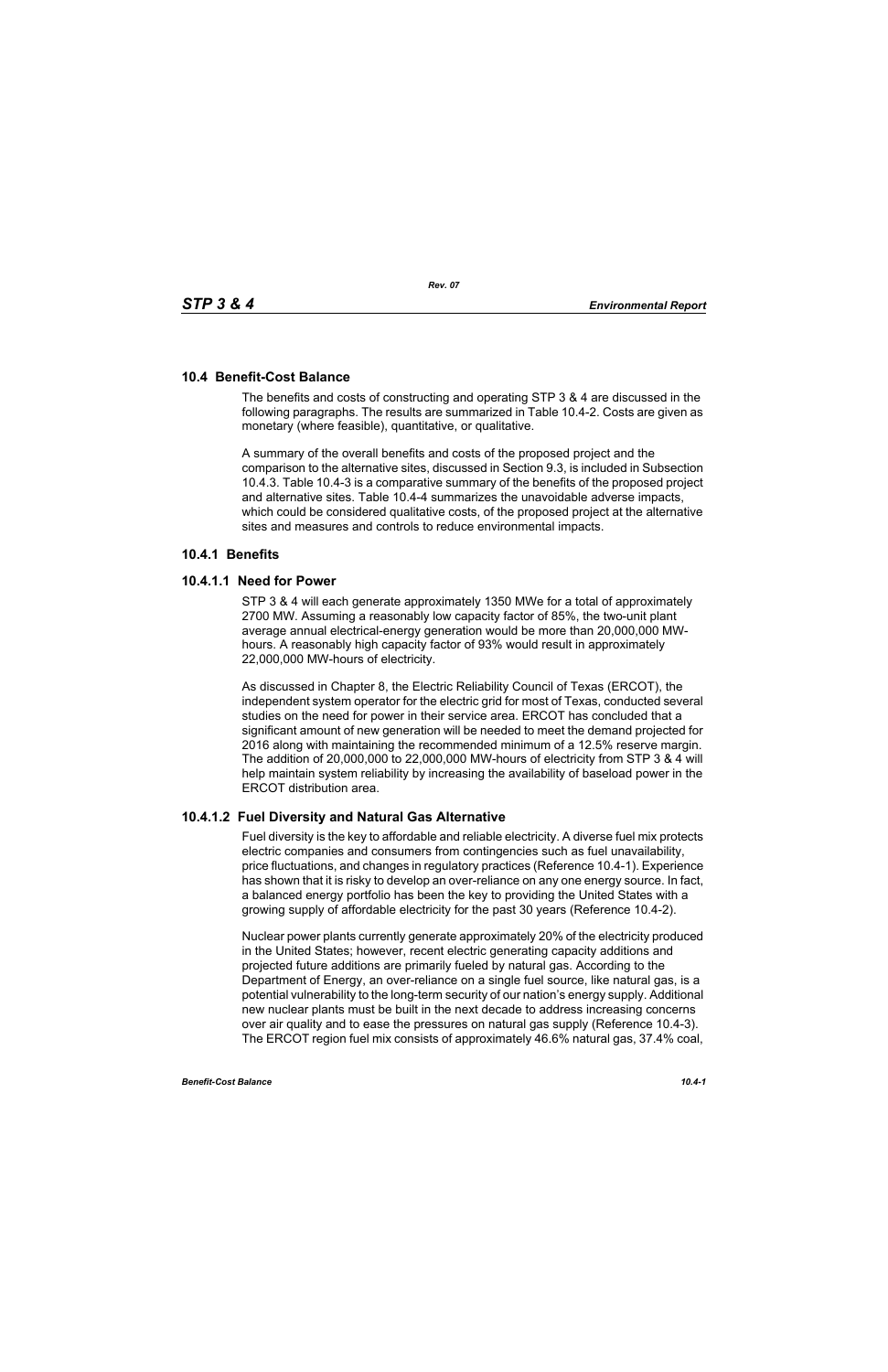## 10.4 Benefit-Cost Balance

The benefits and costs of constructing and operating STP 3 & 4 are discussed in the following paragraphs. The results are summarized in Table 10.4-2. Costs are given as monetary (where feasible), quantitative, or qualitative.

A summary of the overall benefits and costs of the proposed project and the comparison to the alternative sites, discussed in Section 9.3, is included in Subsection 10.4.3. Table 10.4-3 is a comparative summary of the benefits of the proposed project and alternative sites. Table 10.4-4 summarizes the unavoidable adverse impacts, which could be considered qualitative costs, of the proposed project at the alternative sites and measures and controls to reduce environmental impacts.

### 10.4.1 Benefits

#### 10.4.1.1 Need for Power

STP 3 & 4 will each generate approximately 1350 MWe for a total of approximately 2700 MW. Assuming a reasonably low capacity factor of 85%, the two-unit plant average annual electrical-energy generation would be more than 20,000,000 MW-hours. A reasonably high capacity factor of 93% would result in approximately 22,000,000 MW-hours of electricity.

As discussed in Chapter 8, the Electric Reliability Council of Texas (ERCOT), the independent system operator for the electric grid for most of Texas, conducted several studies on the need for power in their service area. ERCOT has concluded that a significant amount of new generation will be needed to meet the demand projected for 2016 along with maintaining the recommended minimum of a 12.5% reserve margin. The addition of 20,000,000 to 22,000,000 MW-hours of electricity from STP 3 & 4 will help maintain system reliability by increasing the availability of baseload power in the ERCOT distribution area.

#### 10.4.1.2 Fuel Diversity and Natural Gas Alternative

Fuel diversity is the key to affordable and reliable electricity. A diverse fuel mix protects electric companies and consumers from contingencies such as fuel unavailability, price fluctuations, and changes in regulatory practices (Reference 10.4-1). Experience has shown that it is risky to develop an over-reliance on any one energy source. In fact, a balanced energy portfolio has been the key to providing the United States with a growing supply of affordable electricity for the past 30 years (Reference 10.4-2).

Nuclear power plants currently generate approximately 20% of the electricity produced in the United States; however, recent electric generating capacity additions and projected future additions are primarily fueled by natural gas. According to the Department of Energy, an over-reliance on a single fuel source, like natural gas, is a potential vulnerability to the long-term security of our nation's energy supply. Additional new nuclear plants must be built in the next decade to address increasing concerns over air quality and to ease the pressures on natural gas supply (Reference 10.4-3). The ERCOT region fuel mix consists of approximately 46.6% natural gas, 37.4% coal,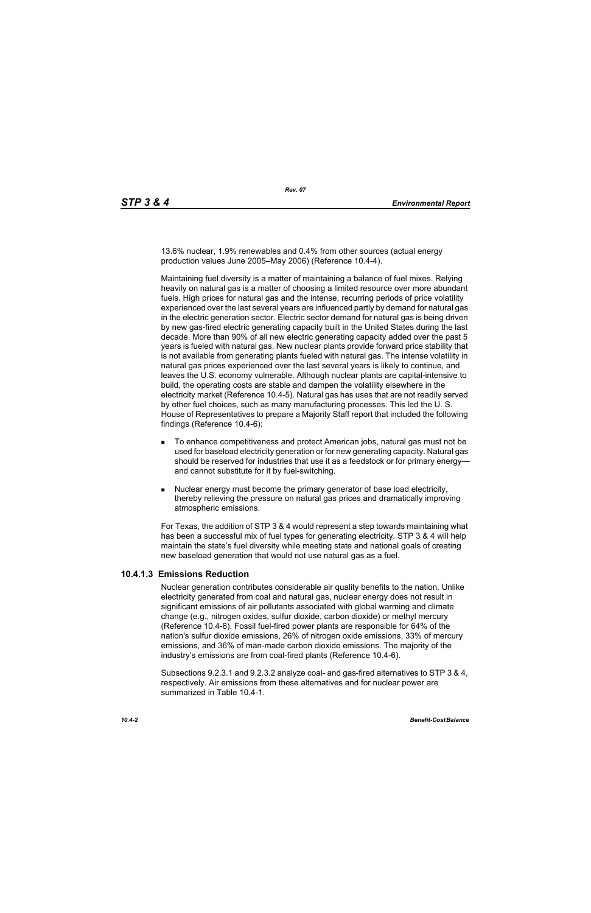13.6% nuclear, 1.9% renewables and 0.4% from other sources (actual energy production values June 2005–May 2006) (Reference 10.4-4).

Maintaining fuel diversity is a matter of maintaining a balance of fuel mixes. Relying heavily on natural gas is a matter of choosing a limited resource over more abundant fuels. High prices for natural gas and the intense, recurring periods of price volatility experienced over the last several years are influenced partly by demand for natural gas in the electric generation sector. Electric sector demand for natural gas is being driven by new gas-fired electric generating capacity built in the United States during the last decade. More than 90% of all new electric generating capacity added over the past 5 years is fueled with natural gas. New nuclear plants provide forward price stability that is not available from generating plants fueled with natural gas. The intense volatility in natural gas prices experienced over the last several years is likely to continue, and leaves the U.S. economy vulnerable. Although nuclear plants are capital-intensive to build, the operating costs are stable and dampen the volatility elsewhere in the electricity market (Reference 10.4-5). Natural gas has uses that are not readily served by other fuel choices, such as many manufacturing processes. This led the U. S. House of Representatives to prepare a Majority Staff report that included the following findings (Reference 10.4-6):

- To enhance competitiveness and protect American jobs, natural gas must not be used for baseload electricity generation or for new generating capacity. Natural gas should be reserved for industries that use it as a feedstock or for primary energy—and cannot substitute for it by fuel-switching.
- Nuclear energy must become the primary generator of base load electricity, thereby relieving the pressure on natural gas prices and dramatically improving atmospheric emissions.

For Texas, the addition of STP 3 & 4 would represent a step towards maintaining what has been a successful mix of fuel types for generating electricity. STP 3 & 4 will help maintain the state's fuel diversity while meeting state and national goals of creating new baseload generation that would not use natural gas as a fuel.

### 10.4.1.3 Emissions Reduction

Nuclear generation contributes considerable air quality benefits to the nation. Unlike electricity generated from coal and natural gas, nuclear energy does not result in significant emissions of air pollutants associated with global warming and climate change (e.g., nitrogen oxides, sulfur dioxide, carbon dioxide) or methyl mercury (Reference 10.4-6). Fossil fuel-fired power plants are responsible for 64% of the nation's sulfur dioxide emissions, 26% of nitrogen oxide emissions, 33% of mercury emissions, and 36% of man-made carbon dioxide emissions. The majority of the industry's emissions are from coal-fired plants (Reference 10.4-6).

Subsections 9.2.3.1 and 9.2.3.2 analyze coal- and gas-fired alternatives to STP 3 & 4, respectively. Air emissions from these alternatives and for nuclear power are summarized in Table 10.4-1.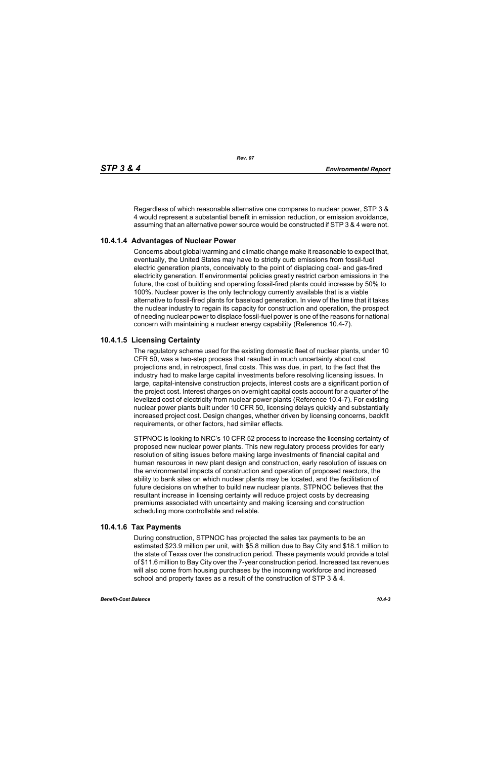Regardless of which reasonable alternative one compares to nuclear power, STP 3 & 4 would represent a substantial benefit in emission reduction, or emission avoidance, assuming that an alternative power source would be constructed if STP 3 & 4 were not.

### 10.4.1.4 Advantages of Nuclear Power

Concerns about global warming and climatic change make it reasonable to expect that, eventually, the United States may have to strictly curb emissions from fossil-fuel electric generation plants, conceivably to the point of displacing coal- and gas-fired electricity generation. If environmental policies greatly restrict carbon emissions in the future, the cost of building and operating fossil-fired plants could increase by 50% to 100%. Nuclear power is the only technology currently available that is a viable alternative to fossil-fired plants for baseload generation. In view of the time that it takes the nuclear industry to regain its capacity for construction and operation, the prospect of needing nuclear power to displace fossil-fuel power is one of the reasons for national concern with maintaining a nuclear energy capability (Reference 10.4-7).

### 10.4.1.5 Licensing Certainty

The regulatory scheme used for the existing domestic fleet of nuclear plants, under 10 CFR 50, was a two-step process that resulted in much uncertainty about cost projections and, in retrospect, final costs. This was due, in part, to the fact that the industry had to make large capital investments before resolving licensing issues. In large, capital-intensive construction projects, interest costs are a significant portion of the project cost. Interest charges on overnight capital costs account for a quarter of the levelized cost of electricity from nuclear power plants (Reference 10.4-7). For existing nuclear power plants built under 10 CFR 50, licensing delays quickly and substantially increased project cost. Design changes, whether driven by licensing concerns, backfit requirements, or other factors, had similar effects.

STPNOC is looking to NRC's 10 CFR 52 process to increase the licensing certainty of proposed new nuclear power plants. This new regulatory process provides for early resolution of siting issues before making large investments of financial capital and human resources in new plant design and construction, early resolution of issues on the environmental impacts of construction and operation of proposed reactors, the ability to bank sites on which nuclear plants may be located, and the facilitation of future decisions on whether to build new nuclear plants. STPNOC believes that the resultant increase in licensing certainty will reduce project costs by decreasing premiums associated with uncertainty and making licensing and construction scheduling more controllable and reliable.

### 10.4.1.6 Tax Payments

During construction, STPNOC has projected the sales tax payments to be an estimated $23.9 million per unit, with $5.8 million due to Bay City and $18.1 million to the state of Texas over the construction period. These payments would provide a total of $11.6 million to Bay City over the 7-year construction period. Increased tax revenues will also come from housing purchases by the incoming workforce and increased school and property taxes as a result of the construction of STP 3 & 4.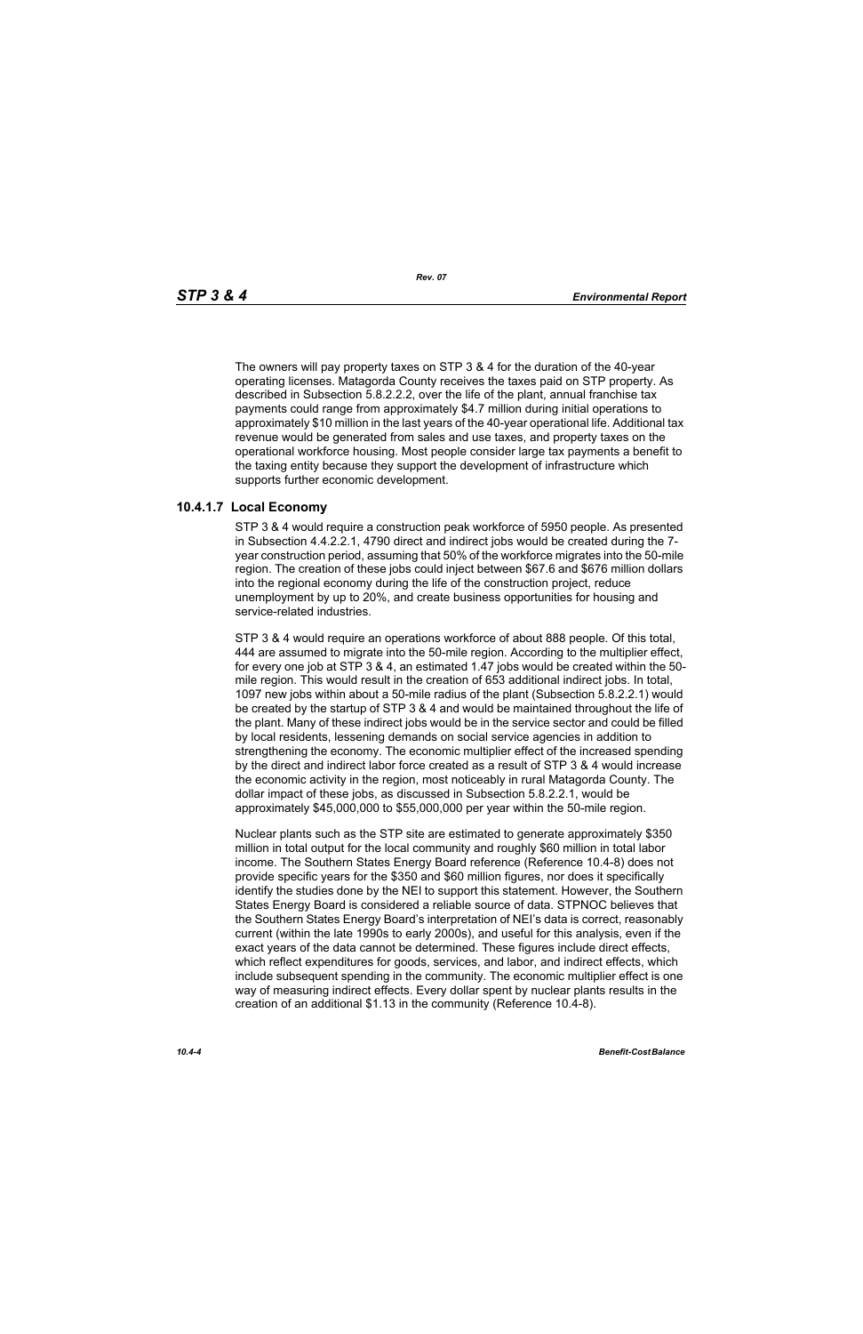The owners will pay property taxes on STP 3 & 4 for the duration of the 40-year operating licenses. Matagorda County receives the taxes paid on STP property. As described in Subsection 5.8.2.2.2, over the life of the plant, annual franchise tax payments could range from approximately $4.7 million during initial operations to approximately $10 million in the last years of the 40-year operational life. Additional tax revenue would be generated from sales and use taxes, and property taxes on the operational workforce housing. Most people consider large tax payments a benefit to the taxing entity because they support the development of infrastructure which supports further economic development.

### 10.4.1.7 Local Economy

STP 3 & 4 would require a construction peak workforce of 5950 people. As presented in Subsection 4.4.2.2.1, 4790 direct and indirect jobs would be created during the 7-year construction period, assuming that 50% of the workforce migrates into the 50-mile region. The creation of these jobs could inject between $67.6 and $676 million dollars into the regional economy during the life of the construction project, reduce unemployment by up to 20%, and create business opportunities for housing and service-related industries.

STP 3 & 4 would require an operations workforce of about 888 people. Of this total, 444 are assumed to migrate into the 50-mile region. According to the multiplier effect, for every one job at STP 3 & 4, an estimated 1.47 jobs would be created within the 50-mile region. This would result in the creation of 653 additional indirect jobs. In total, 1097 new jobs within about a 50-mile radius of the plant (Subsection 5.8.2.2.1) would be created by the startup of STP 3 & 4 and would be maintained throughout the life of the plant. Many of these indirect jobs would be in the service sector and could be filled by local residents, lessening demands on social service agencies in addition to strengthening the economy. The economic multiplier effect of the increased spending by the direct and indirect labor force created as a result of STP 3 & 4 would increase the economic activity in the region, most noticeably in rural Matagorda County. The dollar impact of these jobs, as discussed in Subsection 5.8.2.2.1, would be approximately $45,000,000 to $55,000,000 per year within the 50-mile region.

Nuclear plants such as the STP site are estimated to generate approximately $350 million in total output for the local community and roughly $60 million in total labor income. The Southern States Energy Board reference (Reference 10.4-8) does not provide specific years for the $350 and $60 million figures, nor does it specifically identify the studies done by the NEI to support this statement. However, the Southern States Energy Board is considered a reliable source of data. STPNOC believes that the Southern States Energy Board's interpretation of NEI's data is correct, reasonably current (within the late 1990s to early 2000s), and useful for this analysis, even if the exact years of the data cannot be determined. These figures include direct effects, which reflect expenditures for goods, services, and labor, and indirect effects, which include subsequent spending in the community. The economic multiplier effect is one way of measuring indirect effects. Every dollar spent by nuclear plants results in the creation of an additional $1.13 in the community (Reference 10.4-8).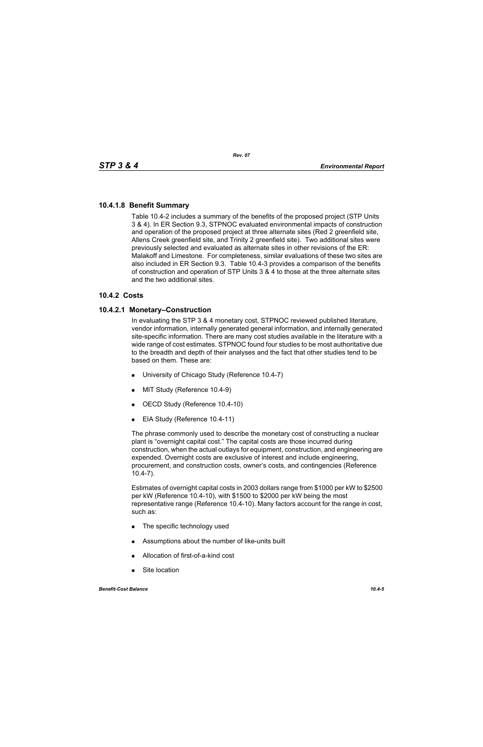### 10.4.1.8 Benefit Summary

Table 10.4-2 includes a summary of the benefits of the proposed project (STP Units 3 & 4). In ER Section 9.3, STPNOC evaluated environmental impacts of construction and operation of the proposed project at three alternate sites (Red 2 greenfield site, Allens Creek greenfield site, and Trinity 2 greenfield site). Two additional sites were previously selected and evaluated as alternate sites in other revisions of the ER: Malakoff and Limestone. For completeness, similar evaluations of these two sites are also included in ER Section 9.3. Table 10.4-3 provides a comparison of the benefits of construction and operation of STP Units 3 & 4 to those at the three alternate sites and the two additional sites.

## 10.4.2 Costs

### 10.4.2.1 Monetary–Construction

In evaluating the STP 3 & 4 monetary cost, STPNOC reviewed published literature, vendor information, internally generated general information, and internally generated site-specific information. There are many cost studies available in the literature with a wide range of cost estimates. STPNOC found four studies to be most authoritative due to the breadth and depth of their analyses and the fact that other studies tend to be based on them. These are:

- University of Chicago Study (Reference 10.4-7)
- MIT Study (Reference 10.4-9)
- OECD Study (Reference 10.4-10)
- EIA Study (Reference 10.4-11)

The phrase commonly used to describe the monetary cost of constructing a nuclear plant is "overnight capital cost." The capital costs are those incurred during construction, when the actual outlays for equipment, construction, and engineering are expended. Overnight costs are exclusive of interest and include engineering, procurement, and construction costs, owner's costs, and contingencies (Reference 10.4-7).

Estimates of overnight capital costs in 2003 dollars range from $1000 per kW to $2500 per kW (Reference 10.4-10), with $1500 to $2000 per kW being the most representative range (Reference 10.4-10). Many factors account for the range in cost, such as:

- The specific technology used
- Assumptions about the number of like-units built
- Allocation of first-of-a-kind cost
- Site location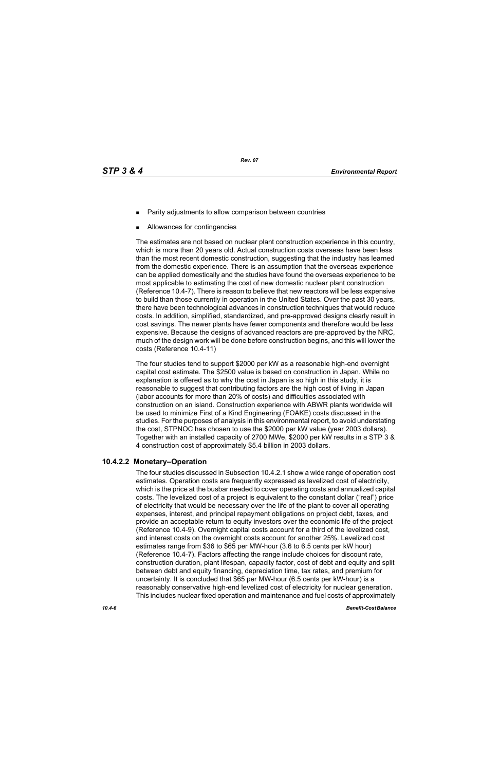- Parity adjustments to allow comparison between countries
- Allowances for contingencies

The estimates are not based on nuclear plant construction experience in this country, which is more than 20 years old. Actual construction costs overseas have been less than the most recent domestic construction, suggesting that the industry has learned from the domestic experience. There is an assumption that the overseas experience can be applied domestically and the studies have found the overseas experience to be most applicable to estimating the cost of new domestic nuclear plant construction (Reference 10.4-7). There is reason to believe that new reactors will be less expensive to build than those currently in operation in the United States. Over the past 30 years, there have been technological advances in construction techniques that would reduce costs. In addition, simplified, standardized, and pre-approved designs clearly result in cost savings. The newer plants have fewer components and therefore would be less expensive. Because the designs of advanced reactors are pre-approved by the NRC, much of the design work will be done before construction begins, and this will lower the costs (Reference 10.4-11)

The four studies tend to support $2000 per kW as a reasonable high-end overnight capital cost estimate. The $2500 value is based on construction in Japan. While no explanation is offered as to why the cost in Japan is so high in this study, it is reasonable to suggest that contributing factors are the high cost of living in Japan (labor accounts for more than 20% of costs) and difficulties associated with construction on an island. Construction experience with ABWR plants worldwide will be used to minimize First of a Kind Engineering (FOAKE) costs discussed in the studies. For the purposes of analysis in this environmental report, to avoid understating the cost, STPNOC has chosen to use the $2000 per kW value (year 2003 dollars). Together with an installed capacity of 2700 MWe, $2000 per kW results in a STP 3 & 4 construction cost of approximately $5.4 billion in 2003 dollars.

### 10.4.2.2 Monetary–Operation

The four studies discussed in Subsection 10.4.2.1 show a wide range of operation cost estimates. Operation costs are frequently expressed as levelized cost of electricity, which is the price at the busbar needed to cover operating costs and annualized capital costs. The levelized cost of a project is equivalent to the constant dollar ("real") price of electricity that would be necessary over the life of the plant to cover all operating expenses, interest, and principal repayment obligations on project debt, taxes, and provide an acceptable return to equity investors over the economic life of the project (Reference 10.4-9). Overnight capital costs account for a third of the levelized cost, and interest costs on the overnight costs account for another 25%. Levelized cost estimates range from $36 to $65 per MW-hour (3.6 to 6.5 cents per kW hour) (Reference 10.4-7). Factors affecting the range include choices for discount rate, construction duration, plant lifespan, capacity factor, cost of debt and equity and split between debt and equity financing, depreciation time, tax rates, and premium for uncertainty. It is concluded that $65 per MW-hour (6.5 cents per kW-hour) is a reasonably conservative high-end levelized cost of electricity for nuclear generation. This includes nuclear fixed operation and maintenance and fuel costs of approximately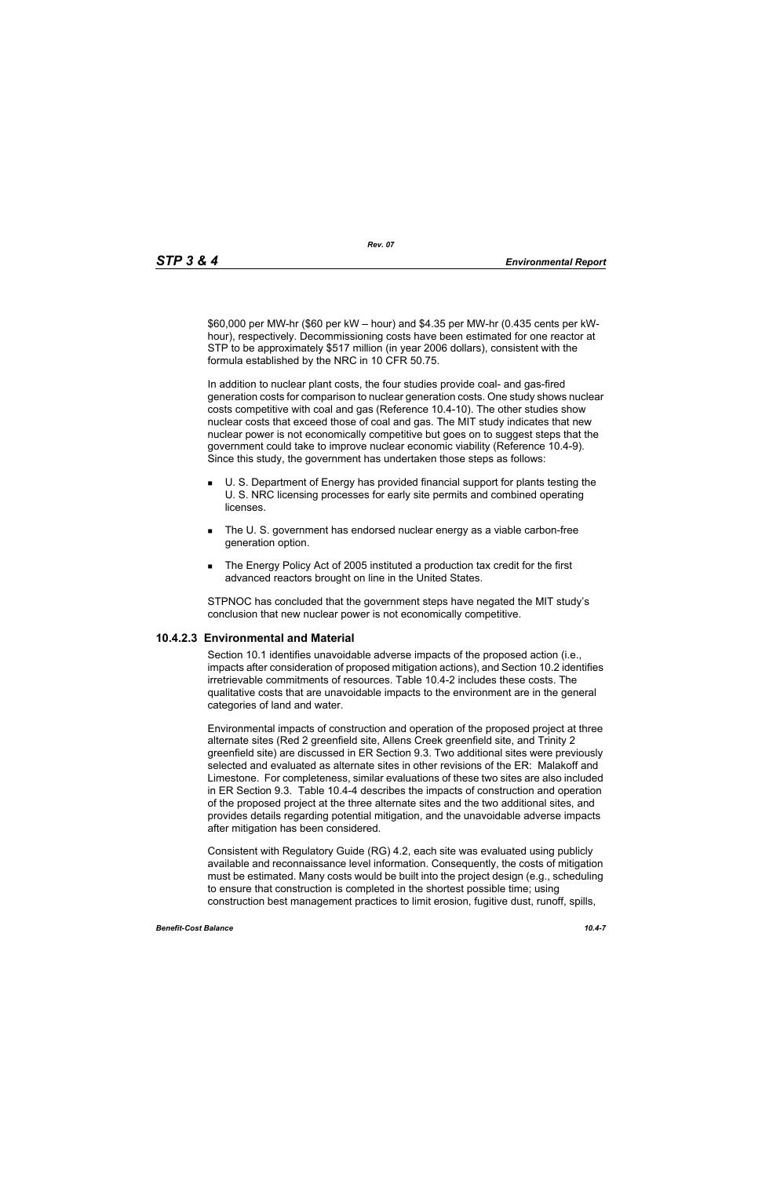$60,000 per MW-hr ($60 per kW – hour) and $4.35 per MW-hr (0.435 cents per kW-hour), respectively. Decommissioning costs have been estimated for one reactor at STP to be approximately $517 million (in year 2006 dollars), consistent with the formula established by the NRC in 10 CFR 50.75.

In addition to nuclear plant costs, the four studies provide coal- and gas-fired generation costs for comparison to nuclear generation costs. One study shows nuclear costs competitive with coal and gas (Reference 10.4-10). The other studies show nuclear costs that exceed those of coal and gas. The MIT study indicates that new nuclear power is not economically competitive but goes on to suggest steps that the government could take to improve nuclear economic viability (Reference 10.4-9). Since this study, the government has undertaken those steps as follows:

- U. S. Department of Energy has provided financial support for plants testing the U. S. NRC licensing processes for early site permits and combined operating licenses.
- The U. S. government has endorsed nuclear energy as a viable carbon-free generation option.
- The Energy Policy Act of 2005 instituted a production tax credit for the first advanced reactors brought on line in the United States.

STPNOC has concluded that the government steps have negated the MIT study's conclusion that new nuclear power is not economically competitive.

### 10.4.2.3 Environmental and Material

Section 10.1 identifies unavoidable adverse impacts of the proposed action (i.e., impacts after consideration of proposed mitigation actions), and Section 10.2 identifies irretrievable commitments of resources. Table 10.4-2 includes these costs. The qualitative costs that are unavoidable impacts to the environment are in the general categories of land and water.

Environmental impacts of construction and operation of the proposed project at three alternate sites (Red 2 greenfield site, Allens Creek greenfield site, and Trinity 2 greenfield site) are discussed in ER Section 9.3. Two additional sites were previously selected and evaluated as alternate sites in other revisions of the ER: Malakoff and Limestone. For completeness, similar evaluations of these two sites are also included in ER Section 9.3. Table 10.4-4 describes the impacts of construction and operation of the proposed project at the three alternate sites and the two additional sites, and provides details regarding potential mitigation, and the unavoidable adverse impacts after mitigation has been considered.

Consistent with Regulatory Guide (RG) 4.2, each site was evaluated using publicly available and reconnaissance level information. Consequently, the costs of mitigation must be estimated. Many costs would be built into the project design (e.g., scheduling to ensure that construction is completed in the shortest possible time; using construction best management practices to limit erosion, fugitive dust, runoff, spills,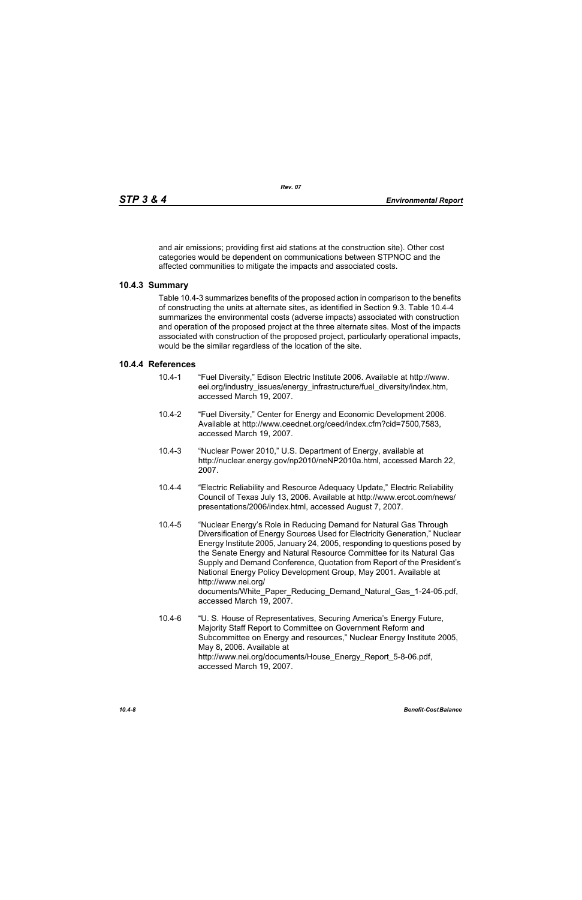and air emissions; providing first aid stations at the construction site). Other cost categories would be dependent on communications between STPNOC and the affected communities to mitigate the impacts and associated costs.

### 10.4.3 Summary

Table 10.4-3 summarizes benefits of the proposed action in comparison to the benefits of constructing the units at alternate sites, as identified in Section 9.3. Table 10.4-4 summarizes the environmental costs (adverse impacts) associated with construction and operation of the proposed project at the three alternate sites. Most of the impacts associated with construction of the proposed project, particularly operational impacts, would be the similar regardless of the location of the site.

### 10.4.4 References

10.4-1 "Fuel Diversity," Edison Electric Institute 2006. Available at http://www.eei.org/industry_issues/energy_infrastructure/fuel_diversity/index.htm, accessed March 19, 2007.

10.4-2 "Fuel Diversity," Center for Energy and Economic Development 2006. Available at http://www.ceednet.org/ceed/index.cfm?cid=7500,7583, accessed March 19, 2007.

10.4-3 "Nuclear Power 2010," U.S. Department of Energy, available at http://nuclear.energy.gov/np2010/neNP2010a.html, accessed March 22, 2007.

10.4-4 "Electric Reliability and Resource Adequacy Update," Electric Reliability Council of Texas July 13, 2006. Available at http://www.ercot.com/news/presentations/2006/index.html, accessed August 7, 2007.

10.4-5 "Nuclear Energy's Role in Reducing Demand for Natural Gas Through Diversification of Energy Sources Used for Electricity Generation," Nuclear Energy Institute 2005, January 24, 2005, responding to questions posed by the Senate Energy and Natural Resource Committee for its Natural Gas Supply and Demand Conference, Quotation from Report of the President's National Energy Policy Development Group, May 2001. Available at http://www.nei.org/documents/White_Paper_Reducing_Demand_Natural_Gas_1-24-05.pdf, accessed March 19, 2007.

10.4-6 "U. S. House of Representatives, Securing America's Energy Future, Majority Staff Report to Committee on Government Reform and Subcommittee on Energy and resources," Nuclear Energy Institute 2005, May 8, 2006. Available at http://www.nei.org/documents/House_Energy_Report_5-8-06.pdf, accessed March 19, 2007.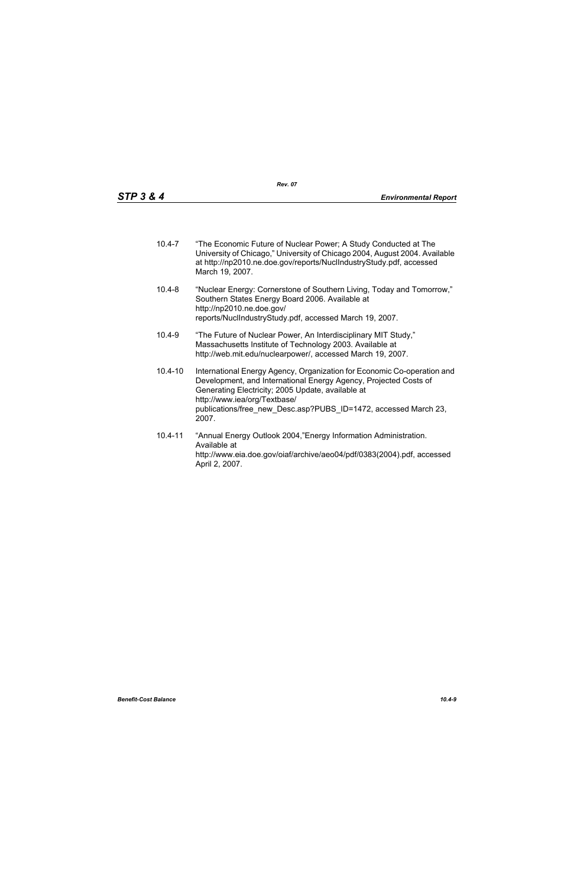10.4-7 "The Economic Future of Nuclear Power; A Study Conducted at The University of Chicago," University of Chicago 2004, August 2004. Available at http://np2010.ne.doe.gov/reports/NuclIndustryStudy.pdf, accessed March 19, 2007.

10.4-8 "Nuclear Energy: Cornerstone of Southern Living, Today and Tomorrow," Southern States Energy Board 2006. Available at http://np2010.ne.doe.gov/reports/NuclIndustryStudy.pdf, accessed March 19, 2007.

10.4-9 "The Future of Nuclear Power, An Interdisciplinary MIT Study," Massachusetts Institute of Technology 2003. Available at http://web.mit.edu/nuclearpower/, accessed March 19, 2007.

10.4-10 International Energy Agency, Organization for Economic Co-operation and Development, and International Energy Agency, Projected Costs of Generating Electricity; 2005 Update, available at http://www.iea/org/Textbase/publications/free_new_Desc.asp?PUBS_ID=1472, accessed March 23, 2007.

10.4-11 "Annual Energy Outlook 2004,"Energy Information Administration. Available at http://www.eia.doe.gov/oiaf/archive/aeo04/pdf/0383(2004).pdf, accessed April 2, 2007.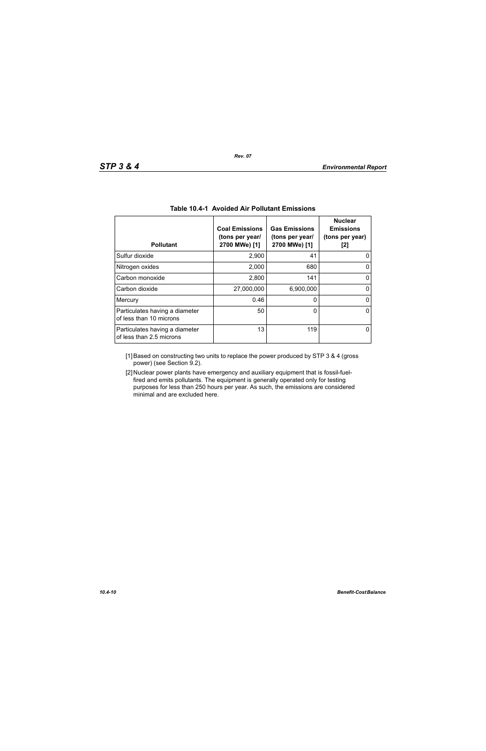Table 10.4-1  Avoided Air Pollutant Emissions

| Pollutant | Coal Emissions (tons per year/ 2700 MWe) [1] | Gas Emissions (tons per year/ 2700 MWe) [1] | Nuclear Emissions (tons per year) [2] |
|---|---|---|---|
| Sulfur dioxide | 2,900 | 41 | 0 |
| Nitrogen oxides | 2,000 | 680 | 0 |
| Carbon monoxide | 2,800 | 141 | 0 |
| Carbon dioxide | 27,000,000 | 6,900,000 | 0 |
| Mercury | 0.46 | 0 | 0 |
| Particulates having a diameter of less than 10 microns | 50 | 0 | 0 |
| Particulates having a diameter of less than 2.5 microns | 13 | 119 | 0 |

[1] Based on constructing two units to replace the power produced by STP 3 & 4 (gross power) (see Section 9.2).

[2] Nuclear power plants have emergency and auxiliary equipment that is fossil-fuel-fired and emits pollutants. The equipment is generally operated only for testing purposes for less than 250 hours per year. As such, the emissions are considered minimal and are excluded here.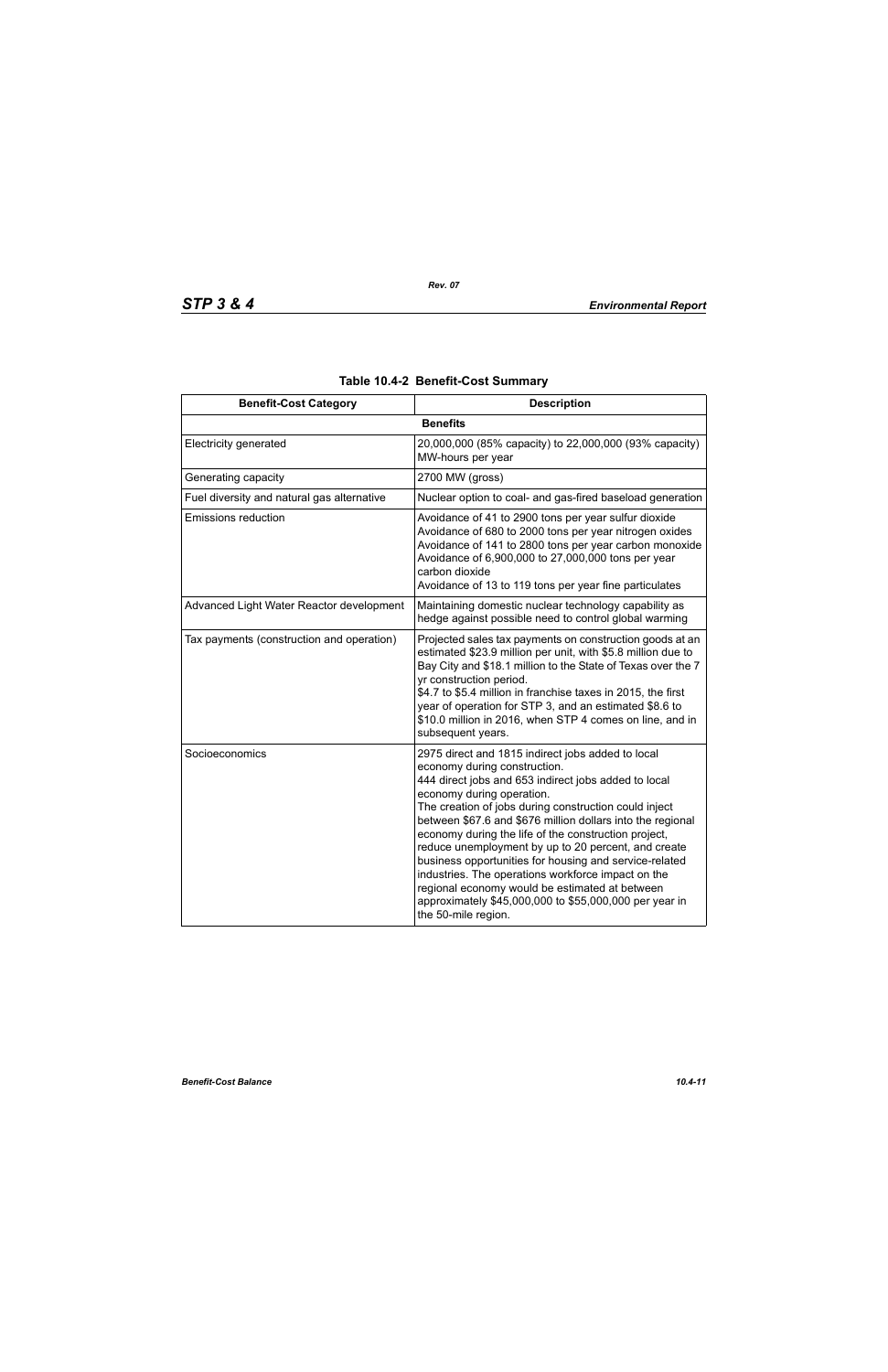**Table 10.4-2 Benefit-Cost Summary**

| Benefit-Cost Category | Description |
|---|---|
| **Benefits** | |
| Electricity generated | 20,000,000 (85% capacity) to 22,000,000 (93% capacity) MW-hours per year |
| Generating capacity | 2700 MW (gross) |
| Fuel diversity and natural gas alternative | Nuclear option to coal- and gas-fired baseload generation |
| Emissions reduction | Avoidance of 41 to 2900 tons per year sulfur dioxide<br>Avoidance of 680 to 2000 tons per year nitrogen oxides<br>Avoidance of 141 to 2800 tons per year carbon monoxide<br>Avoidance of 6,900,000 to 27,000,000 tons per year carbon dioxide<br>Avoidance of 13 to 119 tons per year fine particulates |
| Advanced Light Water Reactor development | Maintaining domestic nuclear technology capability as hedge against possible need to control global warming |
| Tax payments (construction and operation) | Projected sales tax payments on construction goods at an estimated $23.9 million per unit, with $5.8 million due to Bay City and $18.1 million to the State of Texas over the 7 yr construction period.<br>$4.7 to $5.4 million in franchise taxes in 2015, the first year of operation for STP 3, and an estimated $8.6 to $10.0 million in 2016, when STP 4 comes on line, and in subsequent years. |
| Socioeconomics | 2975 direct and 1815 indirect jobs added to local economy during construction.<br>444 direct jobs and 653 indirect jobs added to local economy during operation.<br>The creation of jobs during construction could inject between $67.6 and $676 million dollars into the regional economy during the life of the construction project, reduce unemployment by up to 20 percent, and create business opportunities for housing and service-related industries. The operations workforce impact on the regional economy would be estimated at between approximately $45,000,000 to $55,000,000 per year in the 50-mile region. |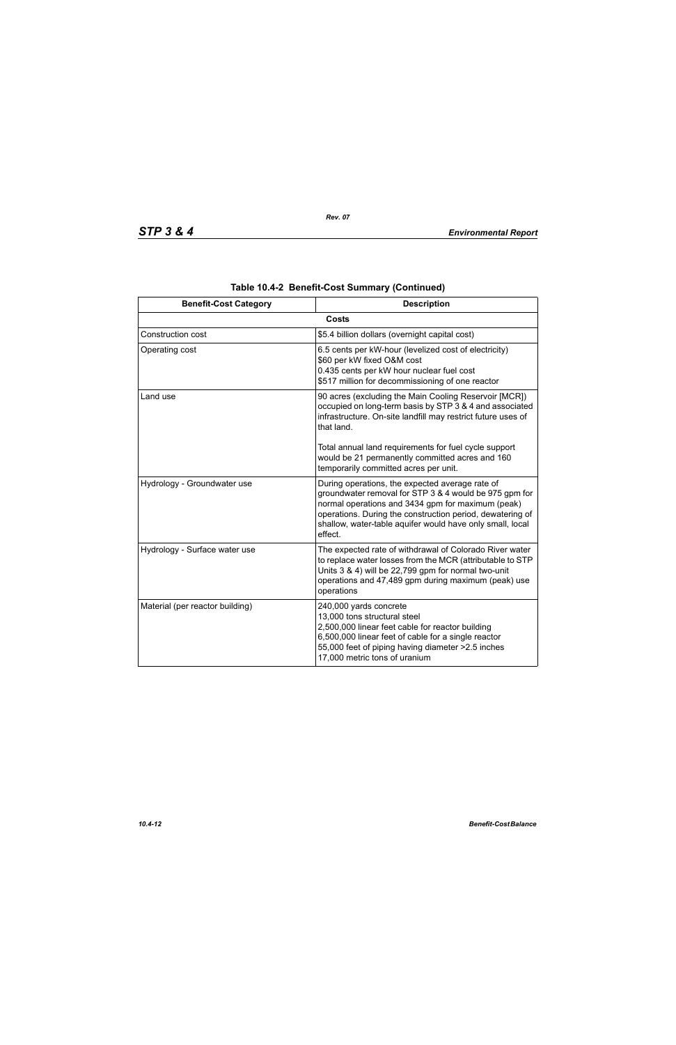**Table 10.4-2 Benefit-Cost Summary (Continued)**

| Benefit-Cost Category | Description |
|---|---|
| **Costs** | |
| Construction cost | $5.4 billion dollars (overnight capital cost) |
| Operating cost | 6.5 cents per kW-hour (levelized cost of electricity)<br>$60 per kW fixed O&M cost<br>0.435 cents per kW hour nuclear fuel cost<br>$517 million for decommissioning of one reactor |
| Land use | 90 acres (excluding the Main Cooling Reservoir [MCR]) occupied on long-term basis by STP 3 & 4 and associated infrastructure. On-site landfill may restrict future uses of that land.<br><br>Total annual land requirements for fuel cycle support would be 21 permanently committed acres and 160 temporarily committed acres per unit. |
| Hydrology - Groundwater use | During operations, the expected average rate of groundwater removal for STP 3 & 4 would be 975 gpm for normal operations and 3434 gpm for maximum (peak) operations. During the construction period, dewatering of shallow, water-table aquifer would have only small, local effect. |
| Hydrology - Surface water use | The expected rate of withdrawal of Colorado River water to replace water losses from the MCR (attributable to STP Units 3 & 4) will be 22,799 gpm for normal two-unit operations and 47,489 gpm during maximum (peak) use operations |
| Material (per reactor building) | 240,000 yards concrete<br>13,000 tons structural steel<br>2,500,000 linear feet cable for reactor building<br>6,500,000 linear feet of cable for a single reactor<br>55,000 feet of piping having diameter >2.5 inches<br>17,000 metric tons of uranium |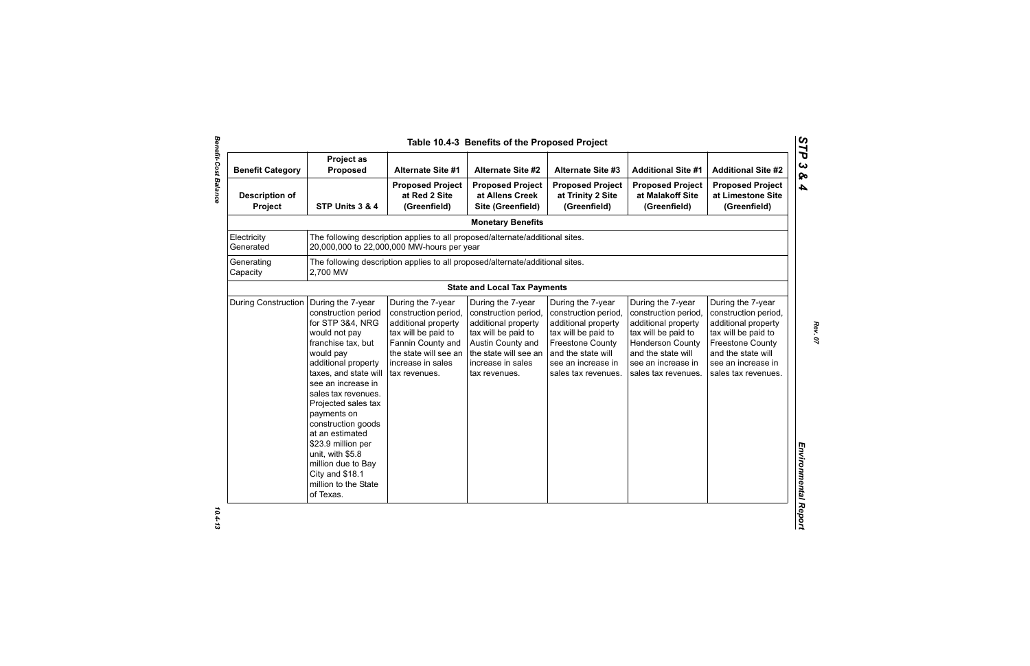# Table 10.4-3 Benefits of the Proposed Project

| Benefit Category | Project as Proposed | Alternate Site #1 | Alternate Site #2 | Alternate Site #3 | Additional Site #1 | Additional Site #2 |
|---|---|---|---|---|---|---|
| **Description of Project** | **STP Units 3 & 4** | **Proposed Project at Red 2 Site (Greenfield)** | **Proposed Project at Allens Creek Site (Greenfield)** | **Proposed Project at Trinity 2 Site (Greenfield)** | **Proposed Project at Malakoff Site (Greenfield)** | **Proposed Project at Limestone Site (Greenfield)** |
| **Monetary Benefits** | | | | | | |
| Electricity Generated | The following description applies to all proposed/alternate/additional sites. 20,000,000 to 22,000,000 MW-hours per year | | | | | |
| Generating Capacity | The following description applies to all proposed/alternate/additional sites. 2,700 MW | | | | | |
| **State and Local Tax Payments** | | | | | | |
| During Construction | During the 7-year construction period for STP 3&4, NRG would not pay franchise tax, but would pay additional property taxes, and state will see an increase in sales tax revenues. Projected sales tax payments on construction goods at an estimated $23.9 million per unit, with $5.8 million due to Bay City and $18.1 million to the State of Texas. | During the 7-year construction period, additional property tax will be paid to Fannin County and the state will see an increase in sales tax revenues. | During the 7-year construction period, additional property tax will be paid to Austin County and the state will see an increase in sales tax revenues. | During the 7-year construction period, additional property tax will be paid to Freestone County and the state will see an increase in sales tax revenues. | During the 7-year construction period, additional property tax will be paid to Henderson County and the state will see an increase in sales tax revenues. | During the 7-year construction period, additional property tax will be paid to Freestone County and the state will see an increase in sales tax revenues. |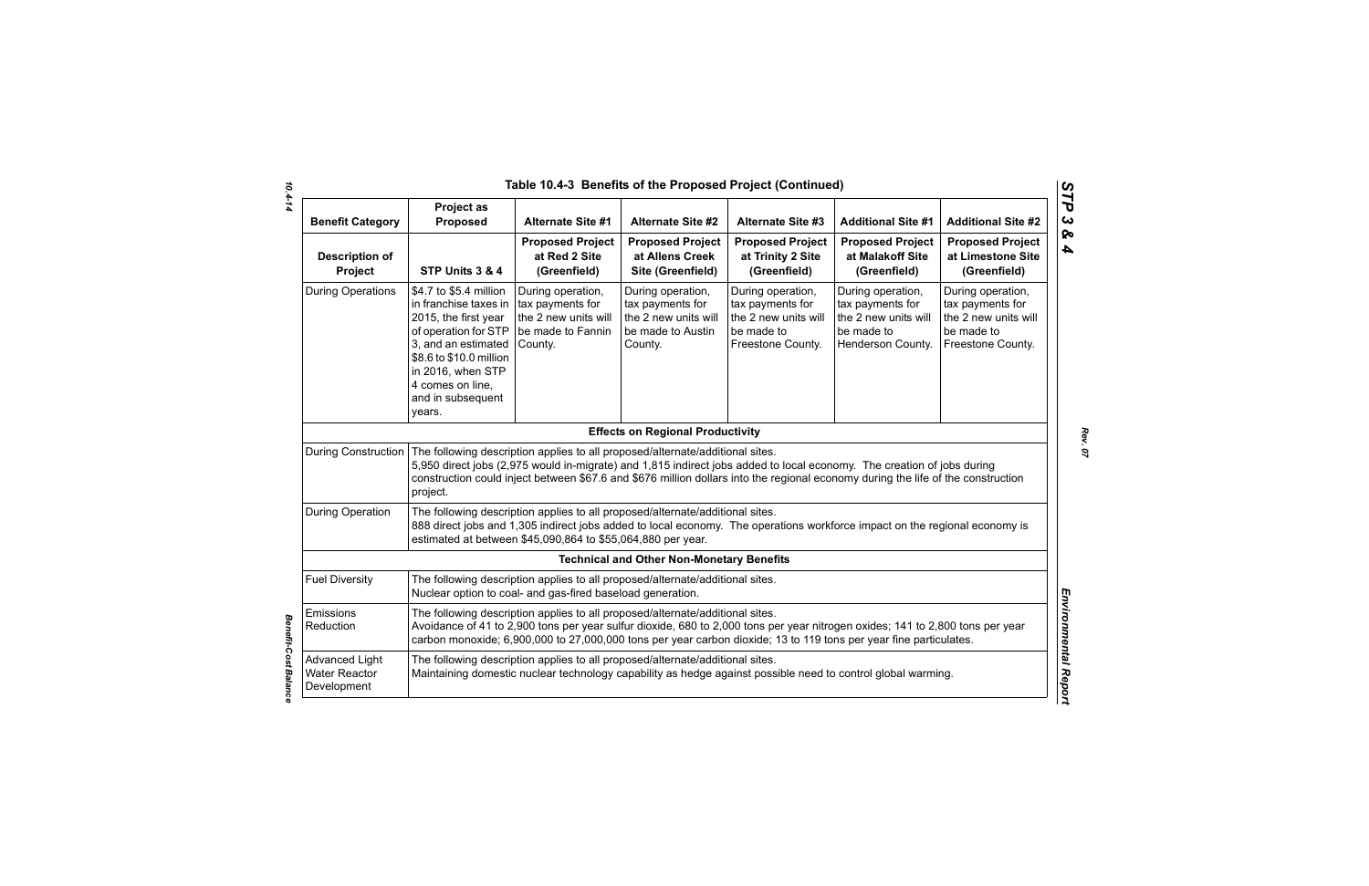# Table 10.4-3 Benefits of the Proposed Project (Continued)

| Benefit Category | Project as Proposed | Alternate Site #1 | Alternate Site #2 | Alternate Site #3 | Additional Site #1 | Additional Site #2 |
|---|---|---|---|---|---|---|
| **Description of Project** | **STP Units 3 & 4** | **Proposed Project at Red 2 Site (Greenfield)** | **Proposed Project at Allens Creek Site (Greenfield)** | **Proposed Project at Trinity 2 Site (Greenfield)** | **Proposed Project at Malakoff Site (Greenfield)** | **Proposed Project at Limestone Site (Greenfield)** |
| During Operations | $4.7 to $5.4 million in franchise taxes in 2015, the first year of operation for STP 3, and an estimated $8.6 to $10.0 million in 2016, when STP 4 comes on line, and in subsequent years. | During operation, tax payments for the 2 new units will be made to Fannin County. | During operation, tax payments for the 2 new units will be made to Austin County. | During operation, tax payments for the 2 new units will be made to Freestone County. | During operation, tax payments for the 2 new units will be made to Henderson County. | During operation, tax payments for the 2 new units will be made to Freestone County. |
| **Effects on Regional Productivity** | | | | | | |
| During Construction | The following description applies to all proposed/alternate/additional sites. 5,950 direct jobs (2,975 would in-migrate) and 1,815 indirect jobs added to local economy. The creation of jobs during construction could inject between $67.6 and $676 million dollars into the regional economy during the life of the construction project. | | | | | |
| During Operation | The following description applies to all proposed/alternate/additional sites. 888 direct jobs and 1,305 indirect jobs added to local economy. The operations workforce impact on the regional economy is estimated at between $45,090,864 to $55,064,880 per year. | | | | | |
| **Technical and Other Non-Monetary Benefits** | | | | | | |
| Fuel Diversity | The following description applies to all proposed/alternate/additional sites. Nuclear option to coal- and gas-fired baseload generation. | | | | | |
| Emissions Reduction | The following description applies to all proposed/alternate/additional sites. Avoidance of 41 to 2,900 tons per year sulfur dioxide, 680 to 2,000 tons per year nitrogen oxides; 141 to 2,800 tons per year carbon monoxide; 6,900,000 to 27,000,000 tons per year carbon dioxide; 13 to 119 tons per year fine particulates. | | | | | |
| Advanced Light Water Reactor Development | The following description applies to all proposed/alternate/additional sites. Maintaining domestic nuclear technology capability as hedge against possible need to control global warming. | | | | | |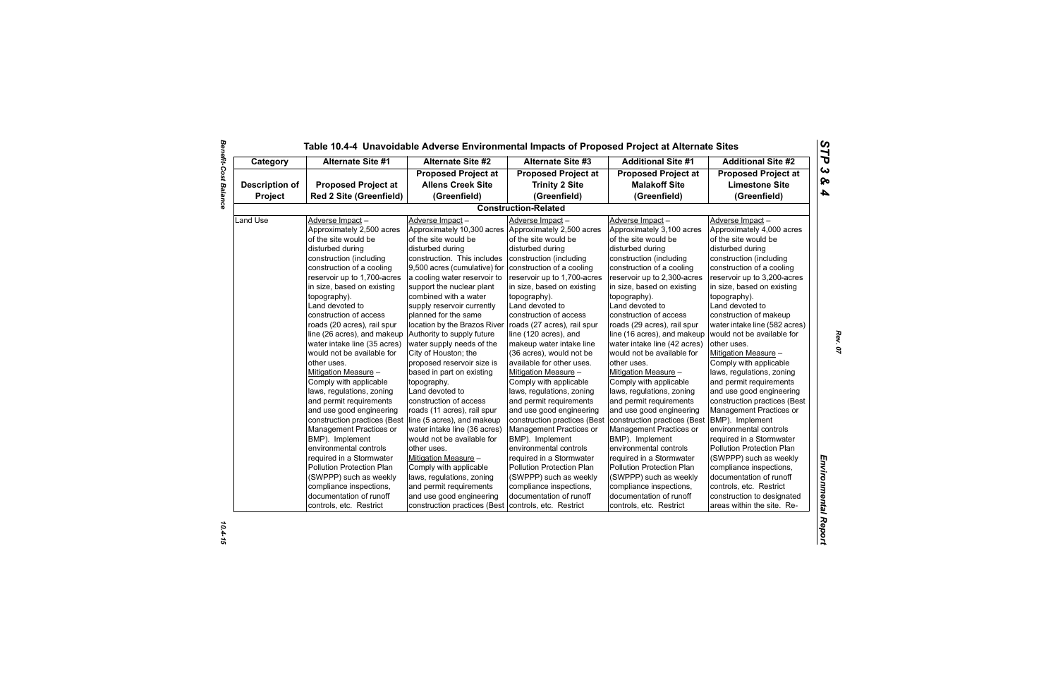# Table 10.4-4 Unavoidable Adverse Environmental Impacts of Proposed Project at Alternate Sites

| Category | Alternate Site #1 | Alternate Site #2 | Alternate Site #3 | Additional Site #1 | Additional Site #2 |
|---|---|---|---|---|---|
| Description of Project | Proposed Project at Red 2 Site (Greenfield) | Proposed Project at Allens Creek Site (Greenfield) | Proposed Project at Trinity 2 Site (Greenfield) | Proposed Project at Malakoff Site (Greenfield) | Proposed Project at Limestone Site (Greenfield) |
| **Construction-Related** | | | | | |
| Land Use | Adverse Impact – Approximately 2,500 acres of the site would be disturbed during construction (including construction of a cooling reservoir up to 1,700-acres in size, based on existing topography). Land devoted to construction of access roads (20 acres), rail spur line (26 acres), and makeup water intake line (35 acres) would not be available for other uses. Mitigation Measure – Comply with applicable laws, regulations, zoning and permit requirements and use good engineering construction practices (Best Management Practices or BMP). Implement environmental controls required in a Stormwater Pollution Protection Plan (SWPPP) such as weekly compliance inspections, documentation of runoff controls, etc. Restrict | Adverse Impact – Approximately 10,300 acres of the site would be disturbed during construction. This includes 9,500 acres (cumulative) for a cooling water reservoir to support the nuclear plant combined with a water supply reservoir currently planned for the same location by the Brazos River Authority to supply future water supply needs of the City of Houston; the proposed reservoir size is based in part on existing topography. Land devoted to construction of access roads (11 acres), rail spur line (5 acres), and makeup water intake line (36 acres) would not be available for other uses. Mitigation Measure – Comply with applicable laws, regulations, zoning and permit requirements and use good engineering construction practices (Best | Adverse Impact – Approximately 2,500 acres of the site would be disturbed during construction (including construction of a cooling reservoir up to 1,700-acres in size, based on existing topography). Land devoted to construction of access roads (27 acres), rail spur line (120 acres), and makeup water intake line (36 acres), would not be available for other uses. Mitigation Measure – Comply with applicable laws, regulations, zoning and permit requirements and use good engineering construction practices (Best Management Practices or BMP). Implement environmental controls required in a Stormwater Pollution Protection Plan (SWPPP) such as weekly compliance inspections, documentation of runoff controls, etc. Restrict | Adverse Impact – Approximately 3,100 acres of the site would be disturbed during construction (including construction of a cooling reservoir up to 2,300-acres in size, based on existing topography). Land devoted to construction of access roads (29 acres), rail spur line (16 acres), and makeup water intake line (42 acres) would not be available for other uses. Mitigation Measure – Comply with applicable laws, regulations, zoning and permit requirements and use good engineering construction practices (Best Management Practices or BMP). Implement environmental controls required in a Stormwater Pollution Protection Plan (SWPPP) such as weekly compliance inspections, documentation of runoff controls, etc. Restrict | Adverse Impact – Approximately 4,000 acres of the site would be disturbed during construction (including construction of a cooling reservoir up to 3,200-acres in size, based on existing topography). Land devoted to construction of makeup water intake line (582 acres) would not be available for other uses. Mitigation Measure – Comply with applicable laws, regulations, zoning and permit requirements and use good engineering construction practices (Best Management Practices or BMP). Implement environmental controls required in a Stormwater Pollution Protection Plan (SWPPP) such as weekly compliance inspections, documentation of runoff controls, etc. Restrict construction to designated areas within the site. Re- |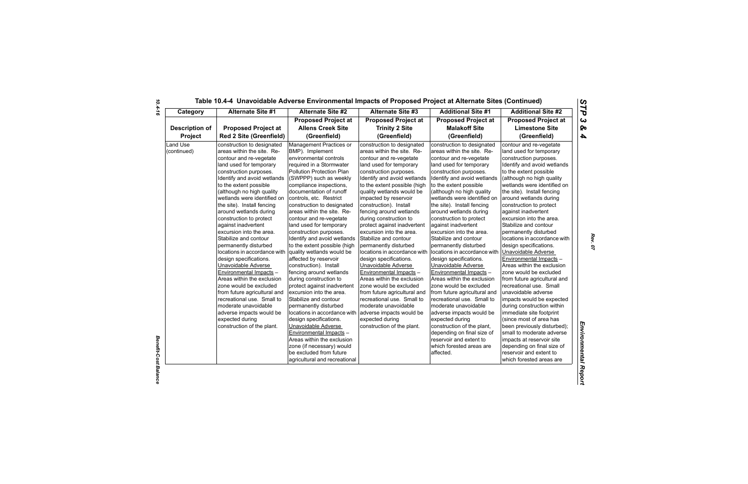## Table 10.4-4 Unavoidable Adverse Environmental Impacts of Proposed Project at Alternate Sites (Continued)

| Category | Alternate Site #1 | Alternate Site #2 | Alternate Site #3 | Additional Site #1 | Additional Site #2 |
|---|---|---|---|---|---|
| **Description of Project** | **Proposed Project at Red 2 Site (Greenfield)** | **Proposed Project at Allens Creek Site (Greenfield)** | **Proposed Project at Trinity 2 Site (Greenfield)** | **Proposed Project at Malakoff Site (Greenfield)** | **Proposed Project at Limestone Site (Greenfield)** |
| Land Use (continued) | construction to designated areas within the site. Re-contour and re-vegetate land used for temporary construction purposes. Identify and avoid wetlands to the extent possible (although no high quality wetlands were identified on the site). Install fencing around wetlands during construction to protect against inadvertent excursion into the area. Stabilize and contour permanently disturbed locations in accordance with design specifications. <u>Unavoidable Adverse Environmental Impacts</u> – Areas within the exclusion zone would be excluded from future agricultural and recreational use. Small to moderate unavoidable adverse impacts would be expected during construction of the plant. | Management Practices or BMP). Implement environmental controls required in a Stormwater Pollution Protection Plan (SWPPP) such as weekly compliance inspections, documentation of runoff controls, etc. Restrict construction to designated areas within the site. Re-contour and re-vegetate land used for temporary construction purposes. Identify and avoid wetlands to the extent possible (high quality wetlands would be affected by reservoir construction). Install fencing around wetlands during construction to protect against inadvertent excursion into the area. Stabilize and contour permanently disturbed locations in accordance with design specifications. <u>Unavoidable Adverse Environmental Impacts</u> – Areas within the exclusion zone (if necessary) would be excluded from future agricultural and recreational | construction to designated areas within the site. Re-contour and re-vegetate land used for temporary construction purposes. Identify and avoid wetlands to the extent possible (high quality wetlands would be impacted by reservoir construction). Install fencing around wetlands during construction to protect against inadvertent excursion into the area. Stabilize and contour permanently disturbed locations in accordance with design specifications. <u>Unavoidable Adverse Environmental Impacts</u> – Areas within the exclusion zone would be excluded from future agricultural and recreational use. Small to moderate unavoidable adverse impacts would be expected during construction of the plant. | construction to designated areas within the site. Re-contour and re-vegetate land used for temporary construction purposes. Identify and avoid wetlands to the extent possible (although no high quality wetlands were identified on the site). Install fencing around wetlands during construction to protect against inadvertent excursion into the area. Stabilize and contour permanently disturbed locations in accordance with design specifications. <u>Unavoidable Adverse Environmental Impacts</u> – Areas within the exclusion zone would be excluded from future agricultural and recreational use. Small to moderate unavoidable adverse impacts would be expected during construction of the plant, depending on final size of reservoir and extent to which forested areas are affected. | contour and re-vegetate land used for temporary construction purposes. Identify and avoid wetlands to the extent possible (although no high quality wetlands were identified on the site). Install fencing around wetlands during construction to protect against inadvertent excursion into the area. Stabilize and contour permanently disturbed locations in accordance with design specifications. <u>Unavoidable Adverse Environmental Impacts</u> – Areas within the exclusion zone would be excluded from future agricultural and recreational use. Small unavoidable adverse impacts would be expected during construction within immediate site footprint (since most of area has been previously disturbed); small to moderate adverse impacts at reservoir site depending on final size of reservoir and extent to which forested areas are |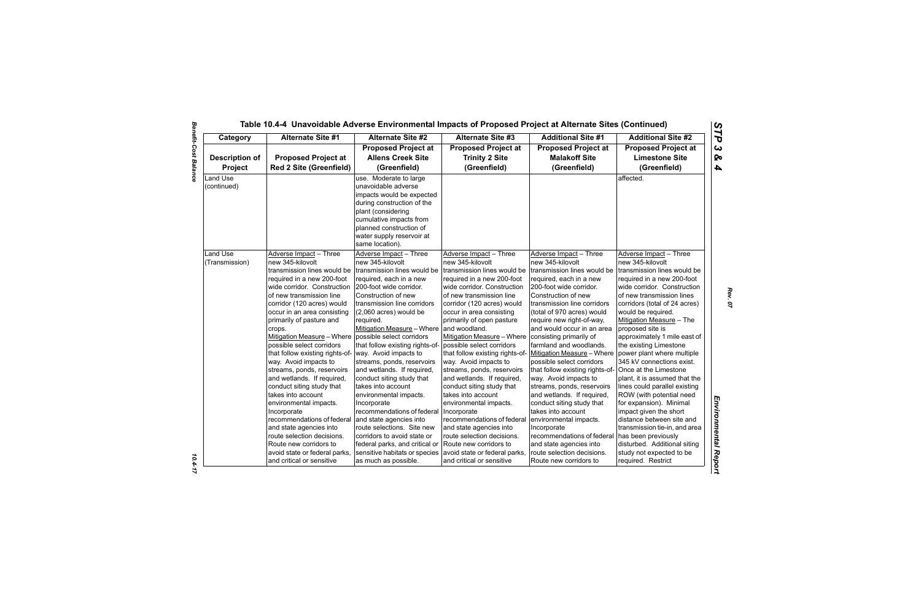## Table 10.4-4 Unavoidable Adverse Environmental Impacts of Proposed Project at Alternate Sites (Continued)

| Category | Alternate Site #1 | Alternate Site #2 | Alternate Site #3 | Additional Site #1 | Additional Site #2 |
|---|---|---|---|---|---|
| **Description of Project** | **Proposed Project at Red 2 Site (Greenfield)** | **Proposed Project at Allens Creek Site (Greenfield)** | **Proposed Project at Trinity 2 Site (Greenfield)** | **Proposed Project at Malakoff Site (Greenfield)** | **Proposed Project at Limestone Site (Greenfield)** |
| Land Use (continued) | | use. Moderate to large unavoidable adverse impacts would be expected during construction of the plant (considering cumulative impacts from planned construction of water supply reservoir at same location). | | | affected. |
| Land Use (Transmission) | Adverse Impact – Three new 345-kilovolt transmission lines would be required in a new 200-foot wide corridor. Construction of new transmission line corridor (120 acres) would occur in an area consisting primarily of pasture and crops.<br>Mitigation Measure – Where possible select corridors that follow existing rights-of-way. Avoid impacts to streams, ponds, reservoirs and wetlands. If required, conduct siting study that takes into account environmental impacts. Incorporate recommendations of federal and state agencies into route selection decisions. Route new corridors to avoid state or federal parks, and critical or sensitive | Adverse Impact – Three new 345-kilovolt transmission lines would be required, each in a new 200-foot wide corridor. Construction of new transmission line corridors (2,060 acres) would be required.<br>Mitigation Measure – Where possible select corridors that follow existing rights-of-way. Avoid impacts to streams, ponds, reservoirs and wetlands. If required, conduct siting study that takes into account environmental impacts. Incorporate recommendations of federal and state agencies into route selections. Site new corridors to avoid state or federal parks, and critical or sensitive habitats or species as much as possible. | Adverse Impact – Three new 345-kilovolt transmission lines would be required in a new 200-foot wide corridor. Construction of new transmission line corridor (120 acres) would occur in area consisting primarily of open pasture and woodland.<br>Mitigation Measure – Where possible select corridors that follow existing rights-of-way. Avoid impacts to streams, ponds, reservoirs and wetlands. If required, conduct siting study that takes into account environmental impacts. Incorporate recommendations of federal and state agencies into route selection decisions. Route new corridors to avoid state or federal parks, and critical or sensitive | Adverse Impact – Three new 345-kilovolt transmission lines would be required, each in a new 200-foot wide corridor. Construction of new transmission line corridors (total of 970 acres) would require new right-of-way, and would occur in an area consisting primarily of farmland and woodlands.<br>Mitigation Measure – Where possible select corridors that follow existing rights-of-way. Avoid impacts to streams, ponds, reservoirs and wetlands. If required, conduct siting study that takes into account environmental impacts. Incorporate recommendations of federal and state agencies into route selection decisions. Route new corridors to | Adverse Impact – Three new 345-kilovolt transmission lines would be required in a new 200-foot wide corridor. Construction of new transmission lines corridors (total of 24 acres) would be required.<br>Mitigation Measure – The proposed site is approximately 1 mile east of the existing Limestone power plant where multiple 345 kV connections exist. Once at the Limestone plant, it is assumed that the lines could parallel existing ROW (with potential need for expansion). Minimal impact given the short distance between site and transmission tie-in, and area has been previously disturbed. Additional siting study not expected to be required. Restrict |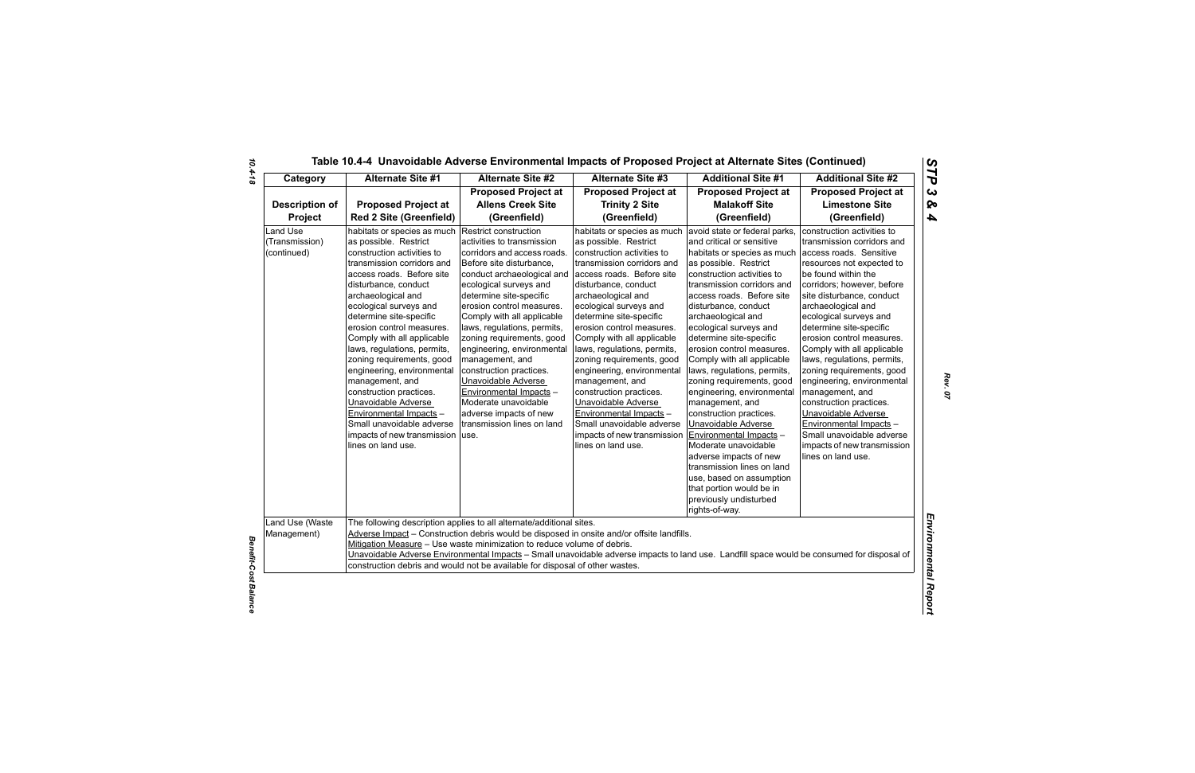## Table 10.4-4 Unavoidable Adverse Environmental Impacts of Proposed Project at Alternate Sites (Continued)

| Category | Alternate Site #1 | Alternate Site #2 | Alternate Site #3 | Additional Site #1 | Additional Site #2 |
|---|---|---|---|---|---|
| **Description of Project** | **Proposed Project at Red 2 Site (Greenfield)** | **Proposed Project at Allens Creek Site (Greenfield)** | **Proposed Project at Trinity 2 Site (Greenfield)** | **Proposed Project at Malakoff Site (Greenfield)** | **Proposed Project at Limestone Site (Greenfield)** |
| Land Use (Transmission) (continued) | habitats or species as much as possible. Restrict construction activities to transmission corridors and access roads. Before site disturbance, conduct archaeological and ecological surveys and determine site-specific erosion control measures. Comply with all applicable laws, regulations, permits, zoning requirements, good engineering, environmental management, and construction practices.<br>Unavoidable Adverse Environmental Impacts – Small unavoidable adverse impacts of new transmission lines on land use. | Restrict construction activities to transmission corridors and access roads. Before site disturbance, conduct archaeological and ecological surveys and determine site-specific erosion control measures. Comply with all applicable laws, regulations, permits, zoning requirements, good engineering, environmental management, and construction practices.<br>Unavoidable Adverse Environmental Impacts – Moderate unavoidable adverse impacts of new transmission lines on land use. | habitats or species as much as possible. Restrict construction activities to transmission corridors and access roads. Before site disturbance, conduct archaeological and ecological surveys and determine site-specific erosion control measures. Comply with all applicable laws, regulations, permits, zoning requirements, good engineering, environmental management, and construction practices.<br>Unavoidable Adverse Environmental Impacts – Small unavoidable adverse impacts of new transmission lines on land use. | avoid state or federal parks, and critical or sensitive habitats or species as much as possible. Restrict construction activities to transmission corridors and access roads. Before site disturbance, conduct archaeological and ecological surveys and determine site-specific erosion control measures. Comply with all applicable laws, regulations, permits, zoning requirements, good engineering, environmental management, and construction practices.<br>Unavoidable Adverse Environmental Impacts – Moderate unavoidable adverse impacts of new transmission lines on land use, based on assumption that portion would be in previously undisturbed rights-of-way. | construction activities to transmission corridors and access roads. Sensitive resources not expected to be found within the corridors; however, before site disturbance, conduct archaeological and ecological surveys and determine site-specific erosion control measures. Comply with all applicable laws, regulations, permits, zoning requirements, good engineering, environmental management, and construction practices.<br>Unavoidable Adverse Environmental Impacts – Small unavoidable adverse impacts of new transmission lines on land use. |
| Land Use (Waste Management) | The following description applies to all alternate/additional sites.<br>Adverse Impact – Construction debris would be disposed in onsite and/or offsite landfills.<br>Mitigation Measure – Use waste minimization to reduce volume of debris.<br>Unavoidable Adverse Environmental Impacts – Small unavoidable adverse impacts to land use. Landfill space would be consumed for disposal of construction debris and would not be available for disposal of other wastes. | | | | |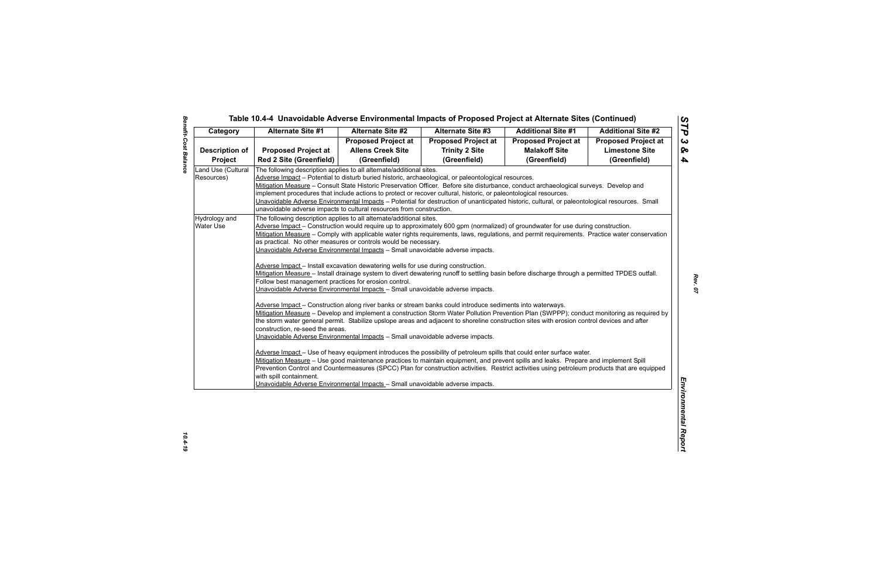## Table 10.4-4 Unavoidable Adverse Environmental Impacts of Proposed Project at Alternate Sites (Continued)

| Category | Alternate Site #1 | Alternate Site #2 | Alternate Site #3 | Additional Site #1 | Additional Site #2 |
|---|---|---|---|---|---|
| Description of Project | Proposed Project at Red 2 Site (Greenfield) | Proposed Project at Allens Creek Site (Greenfield) | Proposed Project at Trinity 2 Site (Greenfield) | Proposed Project at Malakoff Site (Greenfield) | Proposed Project at Limestone Site (Greenfield) |
| Land Use (Cultural Resources) | The following description applies to all alternate/additional sites.<br>Adverse Impact – Potential to disturb buried historic, archaeological, or paleontological resources.<br>Mitigation Measure – Consult State Historic Preservation Officer. Before site disturbance, conduct archaeological surveys. Develop and implement procedures that include actions to protect or recover cultural, historic, or paleontological resources.<br>Unavoidable Adverse Environmental Impacts – Potential for destruction of unanticipated historic, cultural, or paleontological resources. Small unavoidable adverse impacts to cultural resources from construction. | | | | |
| Hydrology and Water Use | The following description applies to all alternate/additional sites.<br>Adverse Impact – Construction would require up to approximately 600 gpm (normalized) of groundwater for use during construction.<br>Mitigation Measure – Comply with applicable water rights requirements, laws, regulations, and permit requirements. Practice water conservation as practical. No other measures or controls would be necessary.<br>Unavoidable Adverse Environmental Impacts – Small unavoidable adverse impacts.<br><br>Adverse Impact – Install excavation dewatering wells for use during construction.<br>Mitigation Measure – Install drainage system to divert dewatering runoff to settling basin before discharge through a permitted TPDES outfall. Follow best management practices for erosion control.<br>Unavoidable Adverse Environmental Impacts – Small unavoidable adverse impacts.<br><br>Adverse Impact – Construction along river banks or stream banks could introduce sediments into waterways.<br>Mitigation Measure – Develop and implement a construction Storm Water Pollution Prevention Plan (SWPPP); conduct monitoring as required by the storm water general permit. Stabilize upslope areas and adjacent to shoreline construction sites with erosion control devices and after construction, re-seed the areas.<br>Unavoidable Adverse Environmental Impacts – Small unavoidable adverse impacts.<br><br>Adverse Impact – Use of heavy equipment introduces the possibility of petroleum spills that could enter surface water.<br>Mitigation Measure – Use good maintenance practices to maintain equipment, and prevent spills and leaks. Prepare and implement Spill Prevention Control and Countermeasures (SPCC) Plan for construction activities. Restrict activities using petroleum products that are equipped with spill containment.<br>Unavoidable Adverse Environmental Impacts – Small unavoidable adverse impacts. | | | | |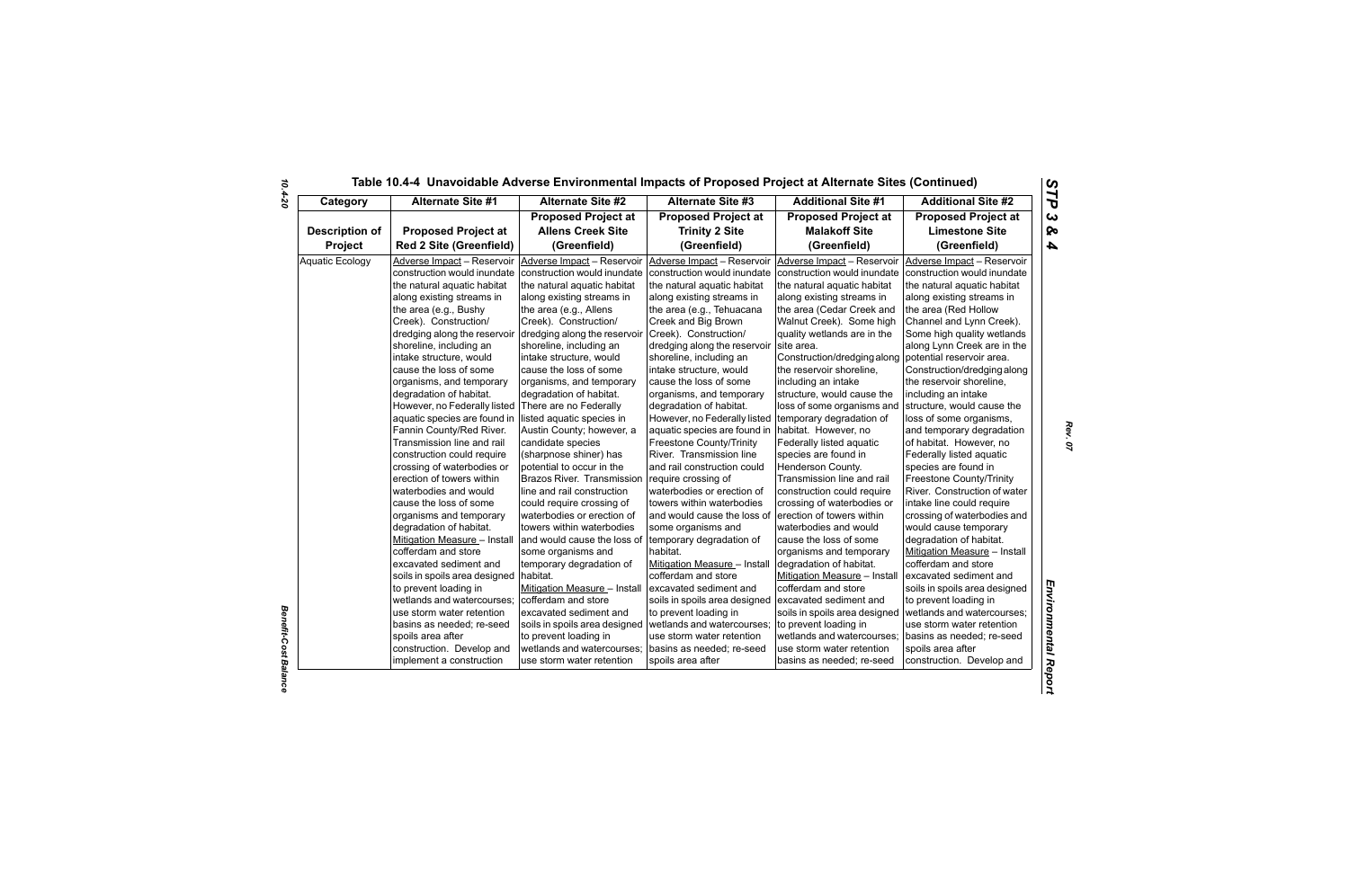## Table 10.4-4 Unavoidable Adverse Environmental Impacts of Proposed Project at Alternate Sites (Continued)

| Category | Alternate Site #1 | Alternate Site #2 | Alternate Site #3 | Additional Site #1 | Additional Site #2 |
|---|---|---|---|---|---|
| Description of Project | Proposed Project at Red 2 Site (Greenfield) | Proposed Project at Allens Creek Site (Greenfield) | Proposed Project at Trinity 2 Site (Greenfield) | Proposed Project at Malakoff Site (Greenfield) | Proposed Project at Limestone Site (Greenfield) |
| Aquatic Ecology | Adverse Impact – Reservoir construction would inundate the natural aquatic habitat along existing streams in the area (e.g., Bushy Creek). Construction/ dredging along the reservoir shoreline, including an intake structure, would cause the loss of some organisms, and temporary degradation of habitat. However, no Federally listed aquatic species are found in Fannin County/Red River. Transmission line and rail construction could require crossing of waterbodies or erection of towers within waterbodies and would cause the loss of some organisms and temporary degradation of habitat. Mitigation Measure – Install cofferdam and store excavated sediment and soils in spoils area designed to prevent loading in wetlands and watercourses; use storm water retention basins as needed; re-seed spoils area after construction. Develop and implement a construction | Adverse Impact – Reservoir construction would inundate the natural aquatic habitat along existing streams in the area (e.g., Allens Creek). Construction/ dredging along the reservoir shoreline, including an intake structure, would cause the loss of some organisms, and temporary degradation of habitat. There are no Federally listed aquatic species in Austin County; however, a candidate species (sharpnose shiner) has potential to occur in the Brazos River. Transmission line and rail construction could require crossing of waterbodies or erection of towers within waterbodies and would cause the loss of some organisms and temporary degradation of habitat. Mitigation Measure – Install cofferdam and store excavated sediment and soils in spoils area designed to prevent loading in wetlands and watercourses; use storm water retention | Adverse Impact – Reservoir construction would inundate the natural aquatic habitat along existing streams in the area (e.g., Tehuacana Creek and Big Brown Creek). Construction/ dredging along the reservoir shoreline, including an intake structure, would cause the loss of some organisms, and temporary degradation of habitat. However, no Federally listed aquatic species are found in Freestone County/Trinity River. Transmission line and rail construction could require crossing of waterbodies or erection of towers within waterbodies and would cause the loss of some organisms and temporary degradation of habitat. Mitigation Measure – Install cofferdam and store excavated sediment and soils in spoils area designed to prevent loading in wetlands and watercourses; use storm water retention basins as needed; re-seed spoils area after | Adverse Impact – Reservoir construction would inundate the natural aquatic habitat along existing streams in the area (Cedar Creek and Walnut Creek). Some high quality wetlands are in the site area. Construction/dredging along the reservoir shoreline, including an intake structure, would cause the loss of some organisms and temporary degradation of habitat. However, no Federally listed aquatic species are found in Henderson County. Transmission line and rail construction could require crossing of waterbodies or erection of towers within waterbodies and would cause the loss of some organisms and temporary degradation of habitat. Mitigation Measure – Install cofferdam and store excavated sediment and soils in spoils area designed to prevent loading in wetlands and watercourses; use storm water retention basins as needed; re-seed | Adverse Impact – Reservoir construction would inundate the natural aquatic habitat along existing streams in the area (Red Hollow Channel and Lynn Creek). Some high quality wetlands along Lynn Creek are in the potential reservoir area. Construction/dredging along the reservoir shoreline, including an intake structure, would cause the loss of some organisms, and temporary degradation of habitat. However, no Federally listed aquatic species are found in Freestone County/Trinity River. Construction of water intake line could require crossing of waterbodies and would cause temporary degradation of habitat. Mitigation Measure – Install cofferdam and store excavated sediment and soils in spoils area designed to prevent loading in wetlands and watercourses; use storm water retention basins as needed; re-seed spoils area after construction. Develop and |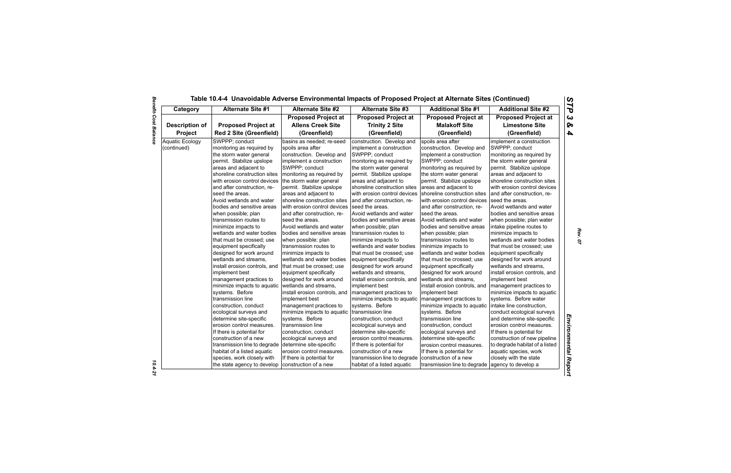## Table 10.4-4 Unavoidable Adverse Environmental Impacts of Proposed Project at Alternate Sites (Continued)

| Category | Alternate Site #1 | Alternate Site #2 | Alternate Site #3 | Additional Site #1 | Additional Site #2 |
|---|---|---|---|---|---|
| **Description of Project** | **Proposed Project at Red 2 Site (Greenfield)** | **Proposed Project at Allens Creek Site (Greenfield)** | **Proposed Project at Trinity 2 Site (Greenfield)** | **Proposed Project at Malakoff Site (Greenfield)** | **Proposed Project at Limestone Site (Greenfield)** |
| Aquatic Ecology (continued) | SWPPP; conduct monitoring as required by the storm water general permit. Stabilize upslope areas and adjacent to shoreline construction sites with erosion control devices and after construction, re-seed the areas.<br>Avoid wetlands and water bodies and sensitive areas when possible; plan transmission routes to minimize impacts to wetlands and water bodies that must be crossed; use equipment specifically designed for work around wetlands and streams, install erosion controls, and implement best management practices to minimize impacts to aquatic systems. Before transmission line construction, conduct ecological surveys and determine site-specific erosion control measures. If there is potential for construction of a new transmission line to degrade habitat of a listed aquatic species, work closely with the state agency to develop | basins as needed; re-seed spoils area after construction. Develop and implement a construction SWPPP; conduct monitoring as required by the storm water general permit. Stabilize upslope areas and adjacent to shoreline construction sites with erosion control devices and after construction, re-seed the areas.<br>Avoid wetlands and water bodies and sensitive areas when possible; plan transmission routes to minimize impacts to wetlands and water bodies that must be crossed; use equipment specifically designed for work around wetlands and streams, install erosion controls, and implement best management practices to minimize impacts to aquatic systems. Before transmission line construction, conduct ecological surveys and determine site-specific erosion control measures. If there is potential for construction of a new | construction. Develop and implement a construction SWPPP; conduct monitoring as required by the storm water general permit. Stabilize upslope areas and adjacent to shoreline construction sites with erosion control devices and after construction, re-seed the areas.<br>Avoid wetlands and water bodies and sensitive areas when possible; plan transmission routes to minimize impacts to wetlands and water bodies that must be crossed; use equipment specifically designed for work around wetlands and streams, install erosion controls, and implement best management practices to minimize impacts to aquatic systems. Before transmission line construction, conduct ecological surveys and determine site-specific erosion control measures. If there is potential for construction of a new transmission line to degrade habitat of a listed aquatic | spoils area after construction. Develop and implement a construction SWPPP; conduct monitoring as required by the storm water general permit. Stabilize upslope areas and adjacent to shoreline construction sites with erosion control devices and after construction, re-seed the areas.<br>Avoid wetlands and water bodies and sensitive areas when possible; plan transmission routes to minimize impacts to wetlands and water bodies that must be crossed; use equipment specifically designed for work around wetlands and streams, install erosion controls, and implement best management practices to minimize impacts to aquatic systems. Before transmission line construction, conduct ecological surveys and determine site-specific erosion control measures. If there is potential for construction of a new transmission line to degrade | implement a construction SWPPP; conduct monitoring as required by the storm water general permit. Stabilize upslope areas and adjacent to shoreline construction sites with erosion control devices and after construction, re-seed the areas.<br>Avoid wetlands and water bodies and sensitive areas when possible; plan water intake pipeline routes to minimize impacts to wetlands and water bodies that must be crossed; use equipment specifically designed for work around wetlands and streams, install erosion controls, and implement best management practices to minimize impacts to aquatic systems. Before water intake line construction, conduct ecological surveys and determine site-specific erosion control measures. If there is potential for construction of new pipeline to degrade habitat of a listed aquatic species, work closely with the state agency to develop a |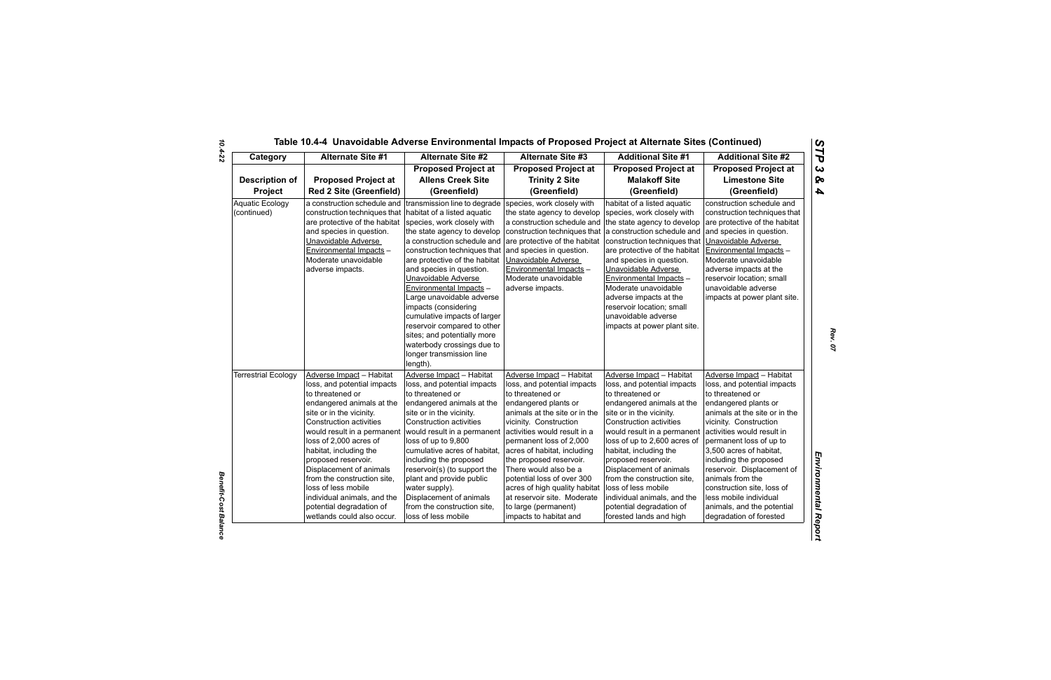# Table 10.4-4 Unavoidable Adverse Environmental Impacts of Proposed Project at Alternate Sites (Continued)

| Category | Alternate Site #1 | Alternate Site #2 | Alternate Site #3 | Additional Site #1 | Additional Site #2 |
|---|---|---|---|---|---|
| **Description of Project** | **Proposed Project at Red 2 Site (Greenfield)** | **Proposed Project at Allens Creek Site (Greenfield)** | **Proposed Project at Trinity 2 Site (Greenfield)** | **Proposed Project at Malakoff Site (Greenfield)** | **Proposed Project at Limestone Site (Greenfield)** |
| Aquatic Ecology (continued) | a construction schedule and construction techniques that are protective of the habitat and species in question. Unavoidable Adverse Environmental Impacts – Moderate unavoidable adverse impacts. | transmission line to degrade habitat of a listed aquatic species, work closely with the state agency to develop a construction schedule and construction techniques that are protective of the habitat and species in question. Unavoidable Adverse Environmental Impacts – Large unavoidable adverse impacts (considering cumulative impacts of larger reservoir compared to other sites; and potentially more waterbody crossings due to longer transmission line length). | species, work closely with the state agency to develop a construction schedule and construction techniques that are protective of the habitat and species in question. Unavoidable Adverse Environmental Impacts – Moderate unavoidable adverse impacts. | habitat of a listed aquatic species, work closely with the state agency to develop a construction schedule and construction techniques that are protective of the habitat and species in question. Unavoidable Adverse Environmental Impacts – Moderate unavoidable adverse impacts at the reservoir location; small unavoidable adverse impacts at power plant site. | construction schedule and construction techniques that are protective of the habitat and species in question. Unavoidable Adverse Environmental Impacts – Moderate unavoidable adverse impacts at the reservoir location; small unavoidable adverse impacts at power plant site. |
| Terrestrial Ecology | Adverse Impact – Habitat loss, and potential impacts to threatened or endangered animals at the site or in the vicinity. Construction activities would result in a permanent loss of 2,000 acres of habitat, including the proposed reservoir. Displacement of animals from the construction site, loss of less mobile individual animals, and the potential degradation of wetlands could also occur. | Adverse Impact – Habitat loss, and potential impacts to threatened or endangered animals at the site or in the vicinity. Construction activities would result in a permanent loss of up to 9,800 cumulative acres of habitat, including the proposed reservoir(s) (to support the plant and provide public water supply). Displacement of animals from the construction site, loss of less mobile | Adverse Impact – Habitat loss, and potential impacts to threatened or endangered plants or animals at the site or in the vicinity. Construction activities would result in a permanent loss of 2,000 acres of habitat, including the proposed reservoir. There would also be a potential loss of over 300 acres of high quality habitat at reservoir site. Moderate to large (permanent) impacts to habitat and | Adverse Impact – Habitat loss, and potential impacts to threatened or endangered animals at the site or in the vicinity. Construction activities would result in a permanent loss of up to 2,600 acres of habitat, including the proposed reservoir. Displacement of animals from the construction site, loss of less mobile individual animals, and the potential degradation of forested lands and high | Adverse Impact – Habitat loss, and potential impacts to threatened or endangered plants or animals at the site or in the vicinity. Construction activities would result in permanent loss of up to 3,500 acres of habitat, including the proposed reservoir. Displacement of animals from the construction site, loss of less mobile individual animals, and the potential degradation of forested |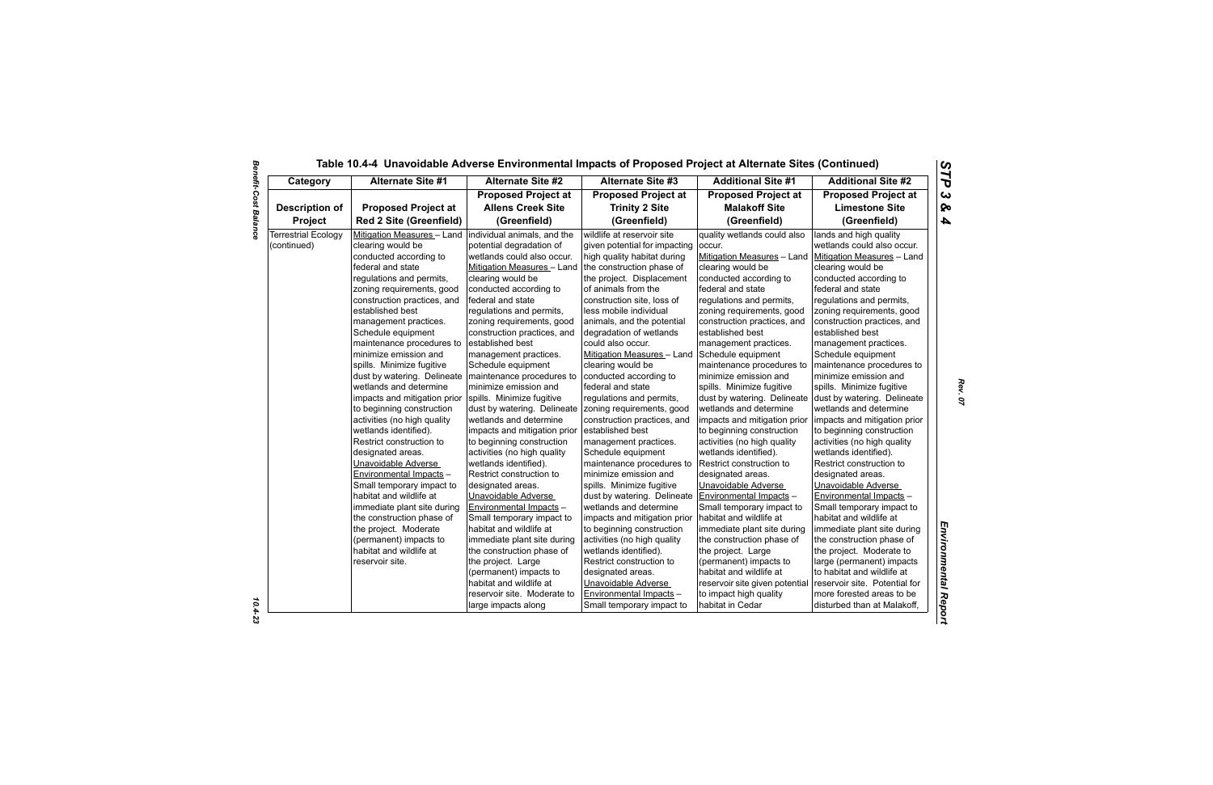## Table 10.4-4 Unavoidable Adverse Environmental Impacts of Proposed Project at Alternate Sites (Continued)

| Category | Alternate Site #1 | Alternate Site #2 | Alternate Site #3 | Additional Site #1 | Additional Site #2 |
|---|---|---|---|---|---|
| **Description of Project** | **Proposed Project at Red 2 Site (Greenfield)** | **Proposed Project at Allens Creek Site (Greenfield)** | **Proposed Project at Trinity 2 Site (Greenfield)** | **Proposed Project at Malakoff Site (Greenfield)** | **Proposed Project at Limestone Site (Greenfield)** |
| Terrestrial Ecology (continued) | Mitigation Measures – Land clearing would be conducted according to federal and state regulations and permits, zoning requirements, good construction practices, and established best management practices. Schedule equipment maintenance procedures to minimize emission and spills. Minimize fugitive dust by watering. Delineate wetlands and determine impacts and mitigation prior to beginning construction activities (no high quality wetlands identified). Restrict construction to designated areas. Unavoidable Adverse Environmental Impacts – Small temporary impact to habitat and wildlife at immediate plant site during the construction phase of the project. Moderate (permanent) impacts to habitat and wildlife at reservoir site. | individual animals, and the potential degradation of wetlands could also occur. Mitigation Measures – Land clearing would be conducted according to federal and state regulations and permits, zoning requirements, good construction practices, and established best management practices. Schedule equipment maintenance procedures to minimize emission and spills. Minimize fugitive dust by watering. Delineate wetlands and determine impacts and mitigation prior to beginning construction activities (no high quality wetlands identified). Restrict construction to designated areas. Unavoidable Adverse Environmental Impacts – Small temporary impact to habitat and wildlife at immediate plant site during the construction phase of the project. Large (permanent) impacts to habitat and wildlife at reservoir site. Moderate to large impacts along | wildlife at reservoir site given potential for impacting high quality habitat during the construction phase of the project. Displacement of animals from the construction site, loss of less mobile individual animals, and the potential degradation of wetlands could also occur. Mitigation Measures – Land clearing would be conducted according to federal and state regulations and permits, zoning requirements, good construction practices, and established best management practices. Schedule equipment maintenance procedures to minimize emission and spills. Minimize fugitive dust by watering. Delineate wetlands and determine impacts and mitigation prior to beginning construction activities (no high quality wetlands identified). Restrict construction to designated areas. Unavoidable Adverse Environmental Impacts – Small temporary impact to | quality wetlands could also occur. Mitigation Measures – Land clearing would be conducted according to federal and state regulations and permits, zoning requirements, good construction practices, and established best management practices. Schedule equipment maintenance procedures to minimize emission and spills. Minimize fugitive dust by watering. Delineate wetlands and determine impacts and mitigation prior to beginning construction activities (no high quality wetlands identified). Restrict construction to designated areas. Unavoidable Adverse Environmental Impacts – Small temporary impact to habitat and wildlife at immediate plant site during the construction phase of the project. Large (permanent) impacts to habitat and wildlife at reservoir site given potential to impact high quality habitat in Cedar | lands and high quality wetlands could also occur. Mitigation Measures – Land clearing would be conducted according to federal and state regulations and permits, zoning requirements, good construction practices, and established best management practices. Schedule equipment maintenance procedures to minimize emission and spills. Minimize fugitive dust by watering. Delineate wetlands and determine impacts and mitigation prior to beginning construction activities (no high quality wetlands identified). Restrict construction to designated areas. Unavoidable Adverse Environmental Impacts – Small temporary impact to habitat and wildlife at immediate plant site during the construction phase of the project. Moderate to large (permanent) impacts to habitat and wildlife at reservoir site. Potential for more forested areas to be disturbed than at Malakoff, |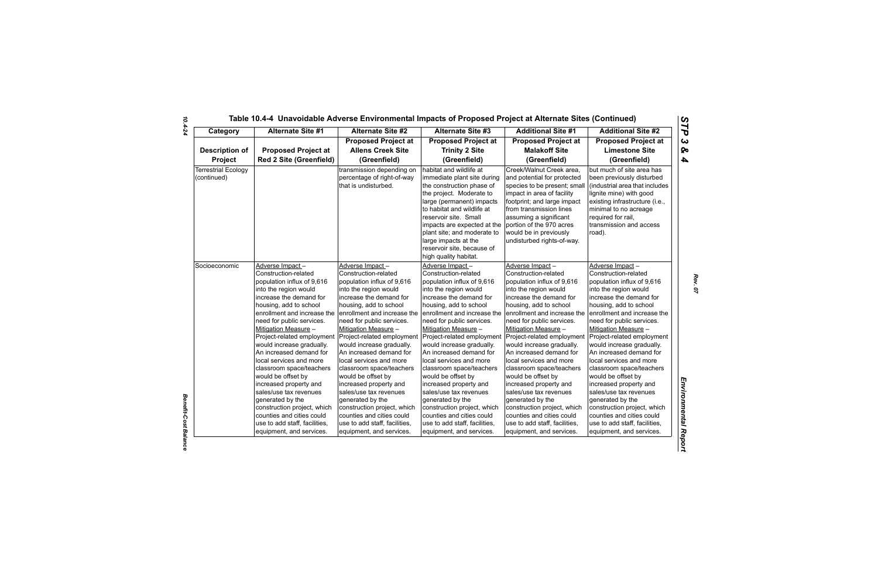## Table 10.4-4 Unavoidable Adverse Environmental Impacts of Proposed Project at Alternate Sites (Continued)

| Category | Alternate Site #1 | Alternate Site #2 | Alternate Site #3 | Additional Site #1 | Additional Site #2 |
|---|---|---|---|---|---|
| **Description of Project** | **Proposed Project at Red 2 Site (Greenfield)** | **Proposed Project at Allens Creek Site (Greenfield)** | **Proposed Project at Trinity 2 Site (Greenfield)** | **Proposed Project at Malakoff Site (Greenfield)** | **Proposed Project at Limestone Site (Greenfield)** |
| Terrestrial Ecology (continued) | | transmission depending on percentage of right-of-way that is undisturbed. | habitat and wildlife at immediate plant site during the construction phase of the project. Moderate to large (permanent) impacts to habitat and wildlife at reservoir site. Small impacts are expected at the plant site; and moderate to large impacts at the reservoir site, because of high quality habitat. | Creek/Walnut Creek area, and potential for protected species to be present; small impact in area of facility footprint; and large impact from transmission lines assuming a significant portion of the 970 acres would be in previously undisturbed rights-of-way. | but much of site area has been previously disturbed (industrial area that includes lignite mine) with good existing infrastructure (i.e., minimal to no acreage required for rail, transmission and access road). |
| Socioeconomic | Adverse Impact – Construction-related population influx of 9,616 into the region would increase the demand for housing, add to school enrollment and increase the need for public services. Mitigation Measure – Project-related employment would increase gradually. An increased demand for local services and more classroom space/teachers would be offset by increased property and sales/use tax revenues generated by the construction project, which counties and cities could use to add staff, facilities, equipment, and services. | Adverse Impact – Construction-related population influx of 9,616 into the region would increase the demand for housing, add to school enrollment and increase the need for public services. Mitigation Measure – Project-related employment would increase gradually. An increased demand for local services and more classroom space/teachers would be offset by increased property and sales/use tax revenues generated by the construction project, which counties and cities could use to add staff, facilities, equipment, and services. | Adverse Impact – Construction-related population influx of 9,616 into the region would increase the demand for housing, add to school enrollment and increase the need for public services. Mitigation Measure – Project-related employment would increase gradually. An increased demand for local services and more classroom space/teachers would be offset by increased property and sales/use tax revenues generated by the construction project, which counties and cities could use to add staff, facilities, equipment, and services. | Adverse Impact – Construction-related population influx of 9,616 into the region would increase the demand for housing, add to school enrollment and increase the need for public services. Mitigation Measure – Project-related employment would increase gradually. An increased demand for local services and more classroom space/teachers would be offset by increased property and sales/use tax revenues generated by the construction project, which counties and cities could use to add staff, facilities, equipment, and services. | Adverse Impact – Construction-related population influx of 9,616 into the region would increase the demand for housing, add to school enrollment and increase the need for public services. Mitigation Measure – Project-related employment would increase gradually. An increased demand for local services and more classroom space/teachers would be offset by increased property and sales/use tax revenues generated by the construction project, which counties and cities could use to add staff, facilities, equipment, and services. |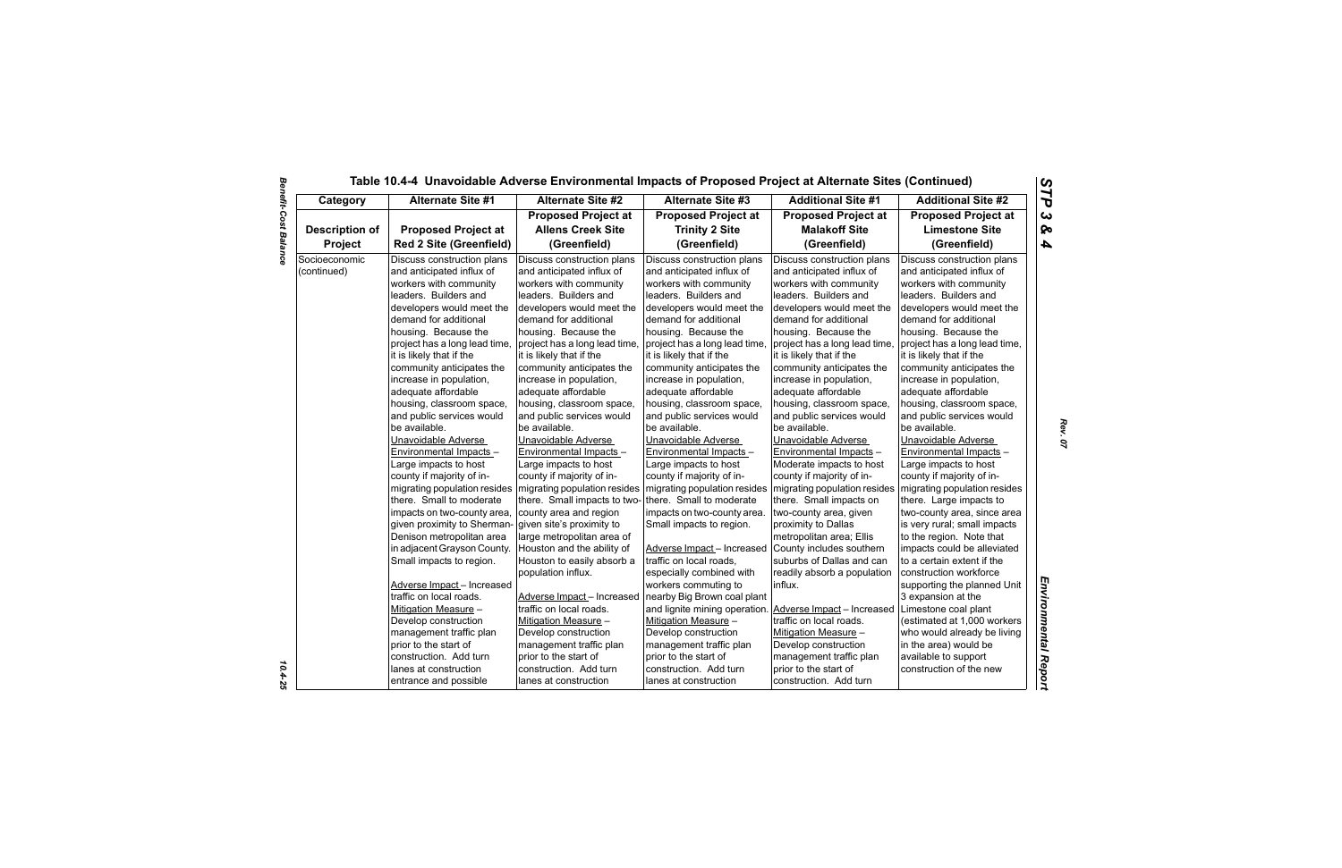# Table 10.4-4 Unavoidable Adverse Environmental Impacts of Proposed Project at Alternate Sites (Continued)

| Category | Alternate Site #1 | Alternate Site #2 | Alternate Site #3 | Additional Site #1 | Additional Site #2 |
|---|---|---|---|---|---|
| **Description of Project** | **Proposed Project at Red 2 Site (Greenfield)** | **Proposed Project at Allens Creek Site (Greenfield)** | **Proposed Project at Trinity 2 Site (Greenfield)** | **Proposed Project at Malakoff Site (Greenfield)** | **Proposed Project at Limestone Site (Greenfield)** |
| Socioeconomic (continued) | Discuss construction plans and anticipated influx of workers with community leaders. Builders and developers would meet the demand for additional housing. Because the project has a long lead time, it is likely that if the community anticipates the increase in population, adequate affordable housing, classroom space, and public services would be available.<br><br>Unavoidable Adverse Environmental Impacts – Large impacts to host county if majority of in-migrating population resides there. Small to moderate impacts on two-county area, given proximity to Sherman-Denison metropolitan area in adjacent Grayson County. Small impacts to region.<br><br>Adverse Impact – Increased traffic on local roads.<br>Mitigation Measure – Develop construction management traffic plan prior to the start of construction. Add turn lanes at construction entrance and possible | Discuss construction plans and anticipated influx of workers with community leaders. Builders and developers would meet the demand for additional housing. Because the project has a long lead time, it is likely that if the community anticipates the increase in population, adequate affordable housing, classroom space, and public services would be available.<br><br>Unavoidable Adverse Environmental Impacts – Large impacts to host county if majority of in-migrating population resides there. Small impacts to two-county area and region given site's proximity to large metropolitan area of Houston and the ability of Houston to easily absorb a population influx.<br><br>Adverse Impact – Increased traffic on local roads.<br>Mitigation Measure – Develop construction management traffic plan prior to the start of construction. Add turn lanes at construction | Discuss construction plans and anticipated influx of workers with community leaders. Builders and developers would meet the demand for additional housing. Because the project has a long lead time, it is likely that if the community anticipates the increase in population, adequate affordable housing, classroom space, and public services would be available.<br><br>Unavoidable Adverse Environmental Impacts – Large impacts to host county if majority of in-migrating population resides there. Small to moderate impacts on two-county area. Small impacts to region.<br><br>Adverse Impact – Increased traffic on local roads, especially combined with workers commuting to nearby Big Brown coal plant and lignite mining operation.<br>Mitigation Measure – Develop construction management traffic plan prior to the start of construction. Add turn lanes at construction | Discuss construction plans and anticipated influx of workers with community leaders. Builders and developers would meet the demand for additional housing. Because the project has a long lead time, it is likely that if the community anticipates the increase in population, adequate affordable housing, classroom space, and public services would be available.<br><br>Unavoidable Adverse Environmental Impacts – Moderate impacts to host county if majority of in-migrating population resides there. Small impacts on two-county area, given proximity to Dallas metropolitan area; Ellis County includes southern suburbs of Dallas and can readily absorb a population influx.<br><br>Adverse Impact – Increased traffic on local roads.<br>Mitigation Measure – Develop construction management traffic plan prior to the start of construction. Add turn | Discuss construction plans and anticipated influx of workers with community leaders. Builders and developers would meet the demand for additional housing. Because the project has a long lead time, it is likely that if the community anticipates the increase in population, adequate affordable housing, classroom space, and public services would be available.<br><br>Unavoidable Adverse Environmental Impacts – Large impacts to host county if majority of in-migrating population resides there. Large impacts to two-county area, since area is very rural; small impacts to the region. Note that impacts could be alleviated to a certain extent if the construction workforce supporting the planned Unit 3 expansion at the Limestone coal plant (estimated at 1,000 workers who would already be living in the area) would be available to support construction of the new |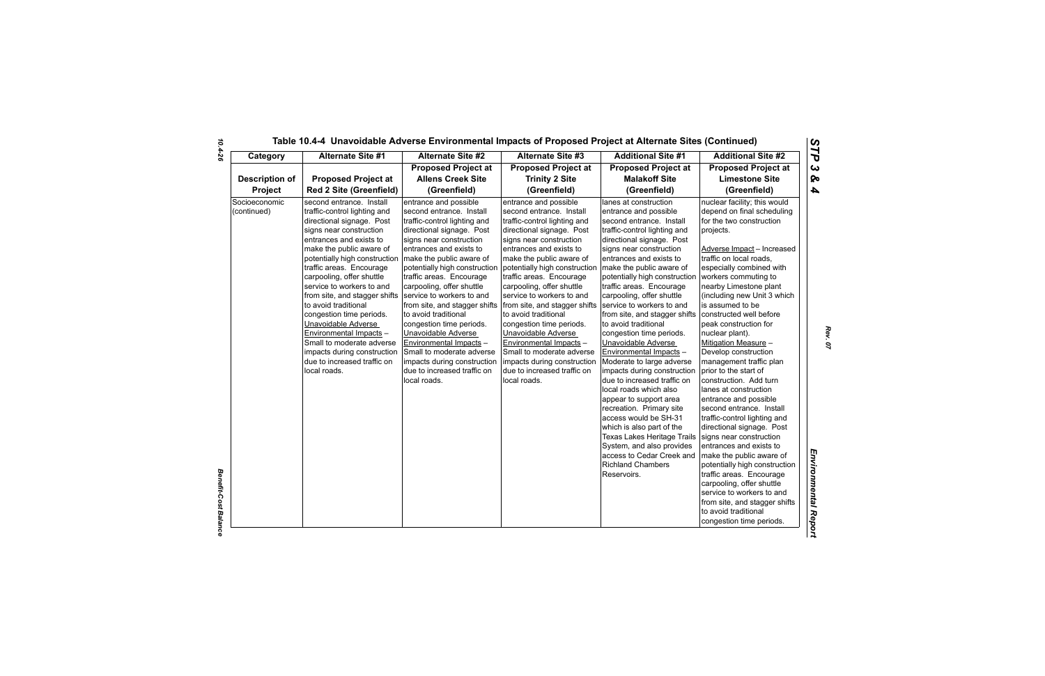# Table 10.4-4 Unavoidable Adverse Environmental Impacts of Proposed Project at Alternate Sites (Continued)

| Category | Alternate Site #1 | Alternate Site #2 | Alternate Site #3 | Additional Site #1 | Additional Site #2 |
|---|---|---|---|---|---|
| **Description of Project** | **Proposed Project at Red 2 Site (Greenfield)** | **Proposed Project at Allens Creek Site (Greenfield)** | **Proposed Project at Trinity 2 Site (Greenfield)** | **Proposed Project at Malakoff Site (Greenfield)** | **Proposed Project at Limestone Site (Greenfield)** |
| Socioeconomic (continued) | second entrance. Install traffic-control lighting and directional signage. Post signs near construction entrances and exists to make the public aware of potentially high construction traffic areas. Encourage carpooling, offer shuttle service to workers to and from site, and stagger shifts to avoid traditional congestion time periods. <u>Unavoidable Adverse Environmental Impacts</u> – Small to moderate adverse impacts during construction due to increased traffic on local roads. | entrance and possible second entrance. Install traffic-control lighting and directional signage. Post signs near construction entrances and exists to make the public aware of potentially high construction traffic areas. Encourage carpooling, offer shuttle service to workers to and from site, and stagger shifts to avoid traditional congestion time periods. <u>Unavoidable Adverse Environmental Impacts</u> – Small to moderate adverse impacts during construction due to increased traffic on local roads. | entrance and possible second entrance. Install traffic-control lighting and directional signage. Post signs near construction entrances and exists to make the public aware of potentially high construction traffic areas. Encourage carpooling, offer shuttle service to workers to and from site, and stagger shifts to avoid traditional congestion time periods. <u>Unavoidable Adverse Environmental Impacts</u> – Small to moderate adverse impacts during construction due to increased traffic on local roads. | lanes at construction entrance and possible second entrance. Install traffic-control lighting and directional signage. Post signs near construction entrances and exists to make the public aware of potentially high construction traffic areas. Encourage carpooling, offer shuttle service to workers to and from site, and stagger shifts to avoid traditional congestion time periods. <u>Unavoidable Adverse Environmental Impacts</u> – Moderate to large adverse impacts during construction due to increased traffic on local roads which also appear to support area recreation. Primary site access would be SH-31 which is also part of the Texas Lakes Heritage Trails System, and also provides access to Cedar Creek and Richland Chambers Reservoirs. | nuclear facility; this would depend on final scheduling for the two construction projects.<br><br><u>Adverse Impact</u> – Increased traffic on local roads, especially combined with workers commuting to nearby Limestone plant (including new Unit 3 which is assumed to be constructed well before peak construction for nuclear plant).<br><u>Mitigation Measure</u> – Develop construction management traffic plan prior to the start of construction. Add turn lanes at construction entrance and possible second entrance. Install traffic-control lighting and directional signage. Post signs near construction entrances and exists to make the public aware of potentially high construction traffic areas. Encourage carpooling, offer shuttle service to workers to and from site, and stagger shifts to avoid traditional congestion time periods. |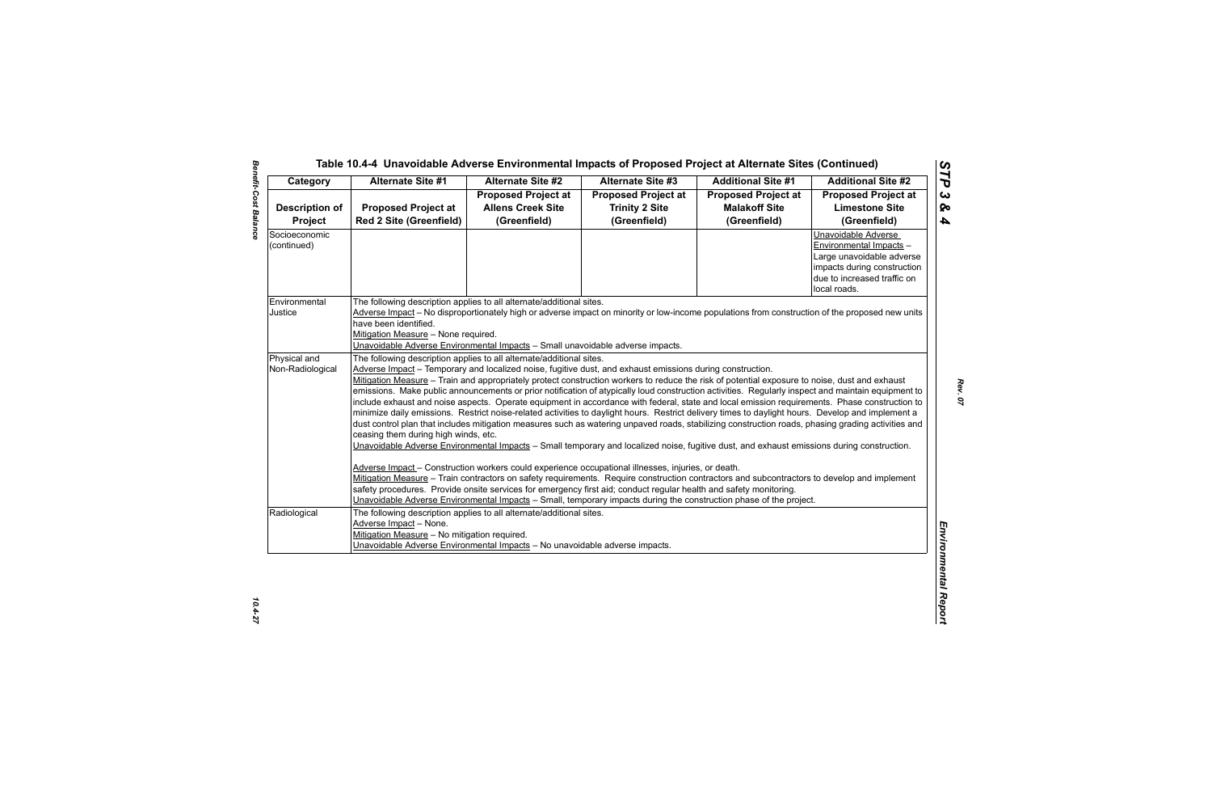## Table 10.4-4 Unavoidable Adverse Environmental Impacts of Proposed Project at Alternate Sites (Continued)

| Category | Alternate Site #1 | Alternate Site #2 | Alternate Site #3 | Additional Site #1 | Additional Site #2 |
|---|---|---|---|---|---|
| **Description of Project** | **Proposed Project at Red 2 Site (Greenfield)** | **Proposed Project at Allens Creek Site (Greenfield)** | **Proposed Project at Trinity 2 Site (Greenfield)** | **Proposed Project at Malakoff Site (Greenfield)** | **Proposed Project at Limestone Site (Greenfield)** |
| Socioeconomic (continued) | | | | | Unavoidable Adverse Environmental Impacts – Large unavoidable adverse impacts during construction due to increased traffic on local roads. |
| Environmental Justice | The following description applies to all alternate/additional sites.<br>Adverse Impact – No disproportionately high or adverse impact on minority or low-income populations from construction of the proposed new units have been identified.<br>Mitigation Measure – None required.<br>Unavoidable Adverse Environmental Impacts – Small unavoidable adverse impacts. | | | | |
| Physical and Non-Radiological | The following description applies to all alternate/additional sites.<br>Adverse Impact – Temporary and localized noise, fugitive dust, and exhaust emissions during construction.<br>Mitigation Measure – Train and appropriately protect construction workers to reduce the risk of potential exposure to noise, dust and exhaust emissions. Make public announcements or prior notification of atypically loud construction activities. Regularly inspect and maintain equipment to include exhaust and noise aspects. Operate equipment in accordance with federal, state and local emission requirements. Phase construction to minimize daily emissions. Restrict noise-related activities to daylight hours. Restrict delivery times to daylight hours. Develop and implement a dust control plan that includes mitigation measures such as watering unpaved roads, stabilizing construction roads, phasing grading activities and ceasing them during high winds, etc.<br>Unavoidable Adverse Environmental Impacts – Small temporary and localized noise, fugitive dust, and exhaust emissions during construction.<br><br>Adverse Impact – Construction workers could experience occupational illnesses, injuries, or death.<br>Mitigation Measure – Train contractors on safety requirements. Require construction contractors and subcontractors to develop and implement safety procedures. Provide onsite services for emergency first aid; conduct regular health and safety monitoring.<br>Unavoidable Adverse Environmental Impacts – Small, temporary impacts during the construction phase of the project. | | | | |
| Radiological | The following description applies to all alternate/additional sites.<br>Adverse Impact – None.<br>Mitigation Measure – No mitigation required.<br>Unavoidable Adverse Environmental Impacts – No unavoidable adverse impacts. | | | | |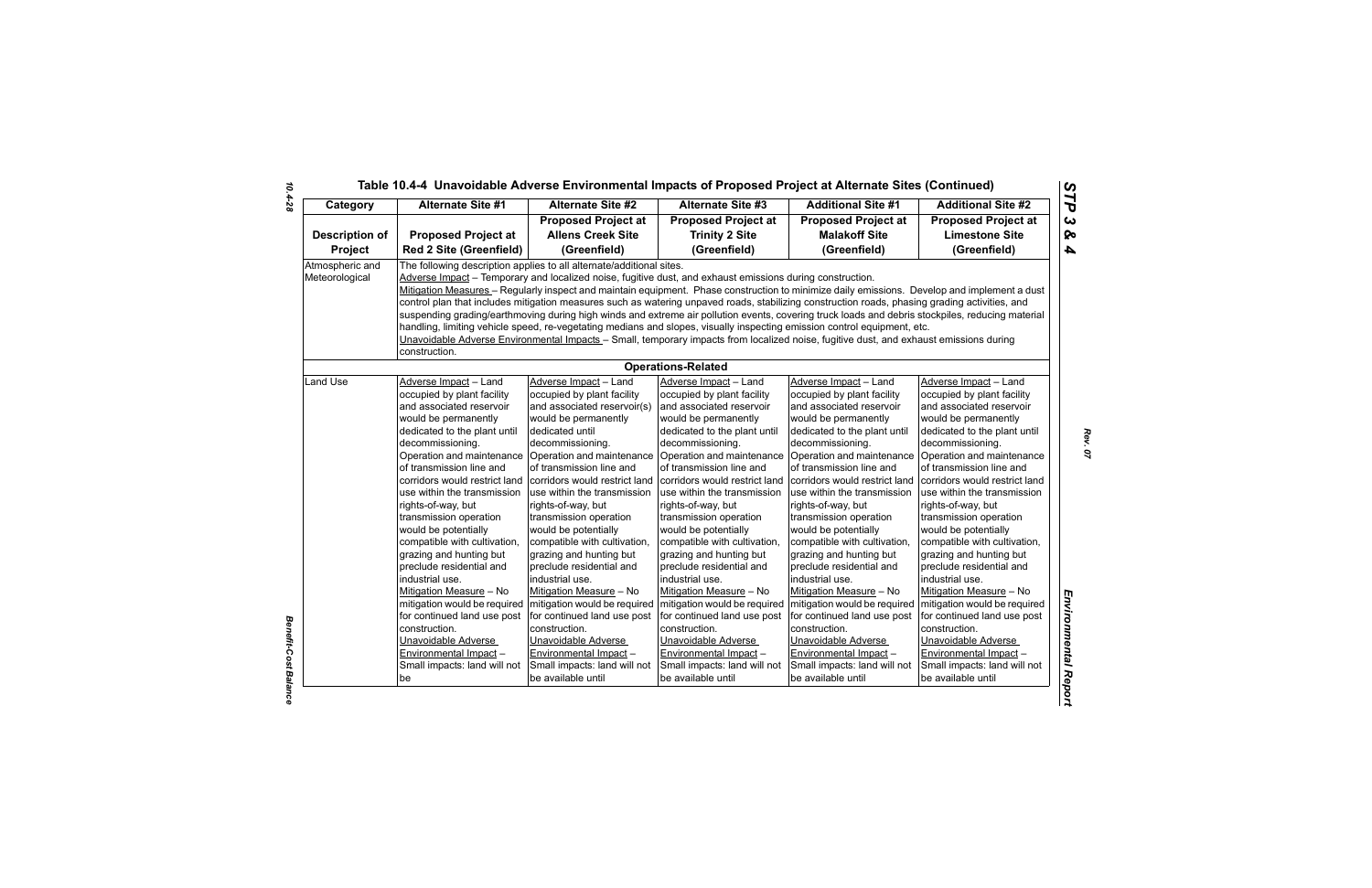# Table 10.4-4 Unavoidable Adverse Environmental Impacts of Proposed Project at Alternate Sites (Continued)

| Category | Alternate Site #1 | Alternate Site #2 | Alternate Site #3 | Additional Site #1 | Additional Site #2 |
|---|---|---|---|---|---|
| **Description of Project** | **Proposed Project at Red 2 Site (Greenfield)** | **Proposed Project at Allens Creek Site (Greenfield)** | **Proposed Project at Trinity 2 Site (Greenfield)** | **Proposed Project at Malakoff Site (Greenfield)** | **Proposed Project at Limestone Site (Greenfield)** |
| Atmospheric and Meteorological | The following description applies to all alternate/additional sites. Adverse Impact – Temporary and localized noise, fugitive dust, and exhaust emissions during construction. Mitigation Measures – Regularly inspect and maintain equipment. Phase construction to minimize daily emissions. Develop and implement a dust control plan that includes mitigation measures such as watering unpaved roads, stabilizing construction roads, phasing grading activities, and suspending grading/earthmoving during high winds and extreme air pollution events, covering truck loads and debris stockpiles, reducing material handling, limiting vehicle speed, re-vegetating medians and slopes, visually inspecting emission control equipment, etc. Unavoidable Adverse Environmental Impacts – Small, temporary impacts from localized noise, fugitive dust, and exhaust emissions during construction. | | | | |
| **Operations-Related** | | | | | |
| Land Use | Adverse Impact – Land occupied by plant facility and associated reservoir would be permanently dedicated to the plant until decommissioning. Operation and maintenance of transmission line and corridors would restrict land use within the transmission rights-of-way, but transmission operation would be potentially compatible with cultivation, grazing and hunting but preclude residential and industrial use. Mitigation Measure – No mitigation would be required for continued land use post construction. Unavoidable Adverse Environmental Impact – Small impacts: land will not be | Adverse Impact – Land occupied by plant facility and associated reservoir(s) would be permanently dedicated until decommissioning. Operation and maintenance of transmission line and corridors would restrict land use within the transmission rights-of-way, but transmission operation would be potentially compatible with cultivation, grazing and hunting but preclude residential and industrial use. Mitigation Measure – No mitigation would be required for continued land use post construction. Unavoidable Adverse Environmental Impact – Small impacts: land will not be available until | Adverse Impact – Land occupied by plant facility and associated reservoir would be permanently dedicated to the plant until decommissioning. Operation and maintenance of transmission line and corridors would restrict land use within the transmission rights-of-way, but transmission operation would be potentially compatible with cultivation, grazing and hunting but preclude residential and industrial use. Mitigation Measure – No mitigation would be required for continued land use post construction. Unavoidable Adverse Environmental Impact – Small impacts: land will not be available until | Adverse Impact – Land occupied by plant facility and associated reservoir would be permanently dedicated to the plant until decommissioning. Operation and maintenance of transmission line and corridors would restrict land use within the transmission rights-of-way, but transmission operation would be potentially compatible with cultivation, grazing and hunting but preclude residential and industrial use. Mitigation Measure – No mitigation would be required for continued land use post construction. Unavoidable Adverse Environmental Impact – Small impacts: land will not be available until | Adverse Impact – Land occupied by plant facility and associated reservoir would be permanently dedicated to the plant until decommissioning. Operation and maintenance of transmission line and corridors would restrict land use within the transmission rights-of-way, but transmission operation would be potentially compatible with cultivation, grazing and hunting but preclude residential and industrial use. Mitigation Measure – No mitigation would be required for continued land use post construction. Unavoidable Adverse Environmental Impact – Small impacts: land will not be available until |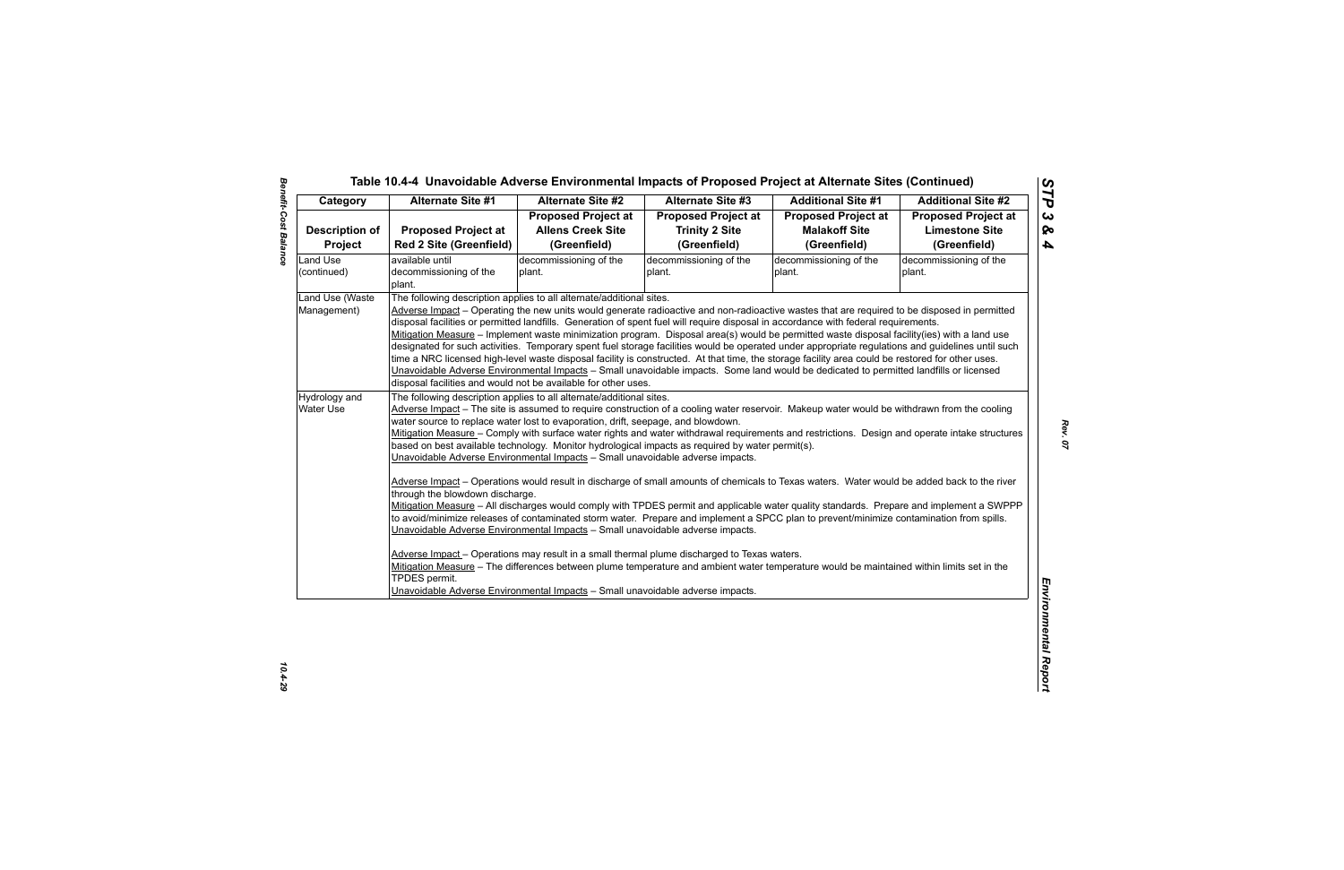## Table 10.4-4 Unavoidable Adverse Environmental Impacts of Proposed Project at Alternate Sites (Continued)

| Category | Alternate Site #1 | Alternate Site #2 | Alternate Site #3 | Additional Site #1 | Additional Site #2 |
|---|---|---|---|---|---|
| **Description of Project** | **Proposed Project at Red 2 Site (Greenfield)** | **Proposed Project at Allens Creek Site (Greenfield)** | **Proposed Project at Trinity 2 Site (Greenfield)** | **Proposed Project at Malakoff Site (Greenfield)** | **Proposed Project at Limestone Site (Greenfield)** |
| Land Use (continued) | available until decommissioning of the plant. | decommissioning of the plant. | decommissioning of the plant. | decommissioning of the plant. | decommissioning of the plant. |
| Land Use (Waste Management) | The following description applies to all alternate/additional sites.<br>Adverse Impact – Operating the new units would generate radioactive and non-radioactive wastes that are required to be disposed in permitted disposal facilities or permitted landfills. Generation of spent fuel will require disposal in accordance with federal requirements.<br>Mitigation Measure – Implement waste minimization program. Disposal area(s) would be permitted waste disposal facility(ies) with a land use designated for such activities. Temporary spent fuel storage facilities would be operated under appropriate regulations and guidelines until such time a NRC licensed high-level waste disposal facility is constructed. At that time, the storage facility area could be restored for other uses.<br>Unavoidable Adverse Environmental Impacts – Small unavoidable impacts. Some land would be dedicated to permitted landfills or licensed disposal facilities and would not be available for other uses. | | | | |
| Hydrology and Water Use | The following description applies to all alternate/additional sites.<br>Adverse Impact – The site is assumed to require construction of a cooling water reservoir. Makeup water would be withdrawn from the cooling water source to replace water lost to evaporation, drift, seepage, and blowdown.<br>Mitigation Measure – Comply with surface water rights and water withdrawal requirements and restrictions. Design and operate intake structures based on best available technology. Monitor hydrological impacts as required by water permit(s).<br>Unavoidable Adverse Environmental Impacts – Small unavoidable adverse impacts.<br><br>Adverse Impact – Operations would result in discharge of small amounts of chemicals to Texas waters. Water would be added back to the river through the blowdown discharge.<br>Mitigation Measure – All discharges would comply with TPDES permit and applicable water quality standards. Prepare and implement a SWPPP to avoid/minimize releases of contaminated storm water. Prepare and implement a SPCC plan to prevent/minimize contamination from spills.<br>Unavoidable Adverse Environmental Impacts – Small unavoidable adverse impacts.<br><br>Adverse Impact – Operations may result in a small thermal plume discharged to Texas waters.<br>Mitigation Measure – The differences between plume temperature and ambient water temperature would be maintained within limits set in the TPDES permit.<br>Unavoidable Adverse Environmental Impacts – Small unavoidable adverse impacts. | | | | |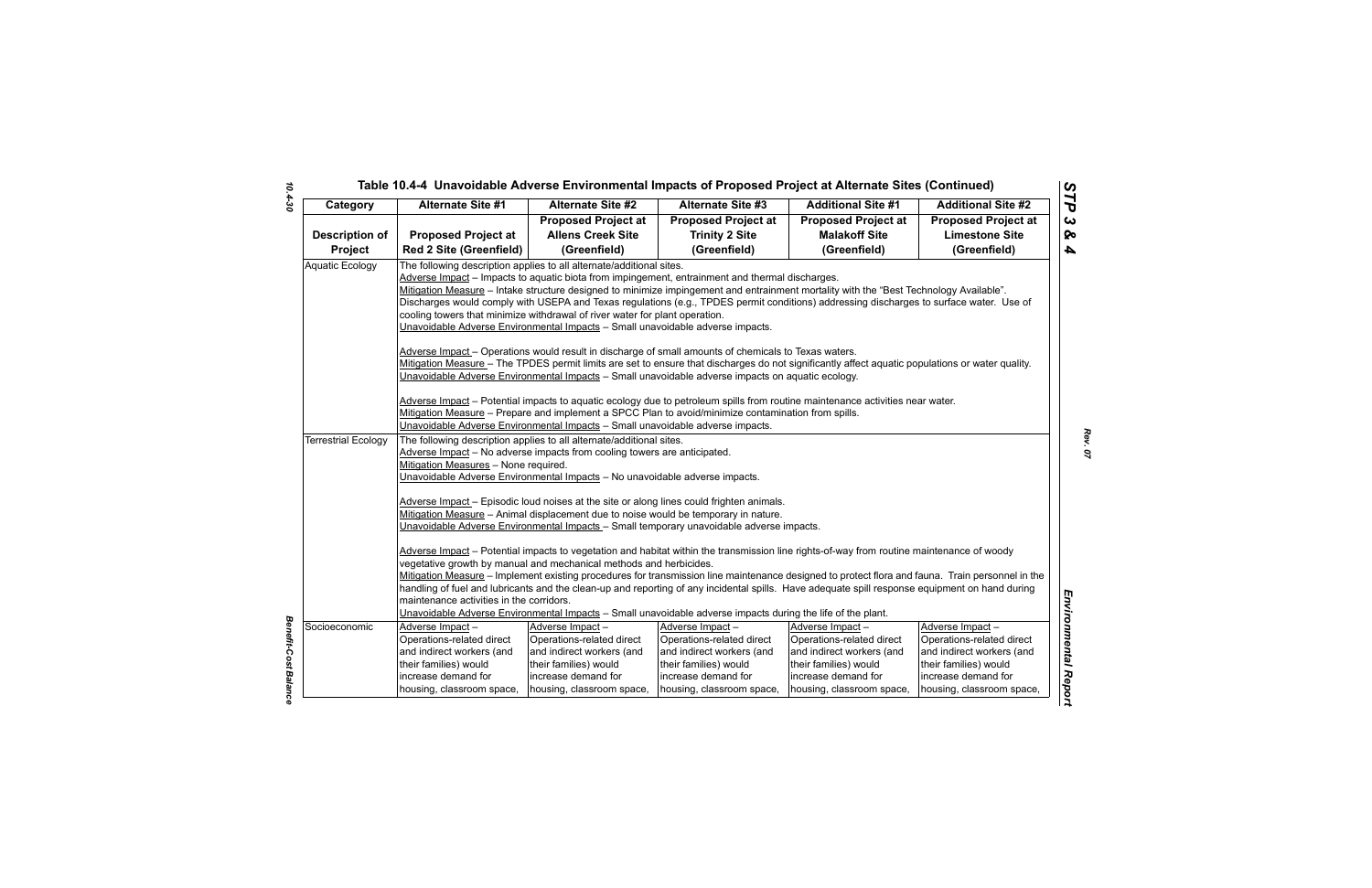## Table 10.4-4 Unavoidable Adverse Environmental Impacts of Proposed Project at Alternate Sites (Continued)

| Category | Alternate Site #1 | Alternate Site #2 | Alternate Site #3 | Additional Site #1 | Additional Site #2 |
|---|---|---|---|---|---|
| **Description of Project** | **Proposed Project at Red 2 Site (Greenfield)** | **Proposed Project at Allens Creek Site (Greenfield)** | **Proposed Project at Trinity 2 Site (Greenfield)** | **Proposed Project at Malakoff Site (Greenfield)** | **Proposed Project at Limestone Site (Greenfield)** |
| Aquatic Ecology | The following description applies to all alternate/additional sites.<br>Adverse Impact – Impacts to aquatic biota from impingement, entrainment and thermal discharges.<br>Mitigation Measure – Intake structure designed to minimize impingement and entrainment mortality with the "Best Technology Available". Discharges would comply with USEPA and Texas regulations (e.g., TPDES permit conditions) addressing discharges to surface water. Use of cooling towers that minimize withdrawal of river water for plant operation.<br>Unavoidable Adverse Environmental Impacts – Small unavoidable adverse impacts.<br><br>Adverse Impact – Operations would result in discharge of small amounts of chemicals to Texas waters.<br>Mitigation Measure – The TPDES permit limits are set to ensure that discharges do not significantly affect aquatic populations or water quality.<br>Unavoidable Adverse Environmental Impacts – Small unavoidable adverse impacts on aquatic ecology.<br><br>Adverse Impact – Potential impacts to aquatic ecology due to petroleum spills from routine maintenance activities near water.<br>Mitigation Measure – Prepare and implement a SPCC Plan to avoid/minimize contamination from spills.<br>Unavoidable Adverse Environmental Impacts – Small unavoidable adverse impacts. | | | | |
| Terrestrial Ecology | The following description applies to all alternate/additional sites.<br>Adverse Impact – No adverse impacts from cooling towers are anticipated.<br>Mitigation Measures – None required.<br>Unavoidable Adverse Environmental Impacts – No unavoidable adverse impacts.<br><br>Adverse Impact – Episodic loud noises at the site or along lines could frighten animals.<br>Mitigation Measure – Animal displacement due to noise would be temporary in nature.<br>Unavoidable Adverse Environmental Impacts – Small temporary unavoidable adverse impacts.<br><br>Adverse Impact – Potential impacts to vegetation and habitat within the transmission line rights-of-way from routine maintenance of woody vegetative growth by manual and mechanical methods and herbicides.<br>Mitigation Measure – Implement existing procedures for transmission line maintenance designed to protect flora and fauna. Train personnel in the handling of fuel and lubricants and the clean-up and reporting of any incidental spills. Have adequate spill response equipment on hand during maintenance activities in the corridors.<br>Unavoidable Adverse Environmental Impacts – Small unavoidable adverse impacts during the life of the plant. | | | | |
| Socioeconomic | Adverse Impact – Operations-related direct and indirect workers (and their families) would increase demand for housing, classroom space, | Adverse Impact – Operations-related direct and indirect workers (and their families) would increase demand for housing, classroom space, | Adverse Impact – Operations-related direct and indirect workers (and their families) would increase demand for housing, classroom space, | Adverse Impact – Operations-related direct and indirect workers (and their families) would increase demand for housing, classroom space, | Adverse Impact – Operations-related direct and indirect workers (and their families) would increase demand for housing, classroom space, |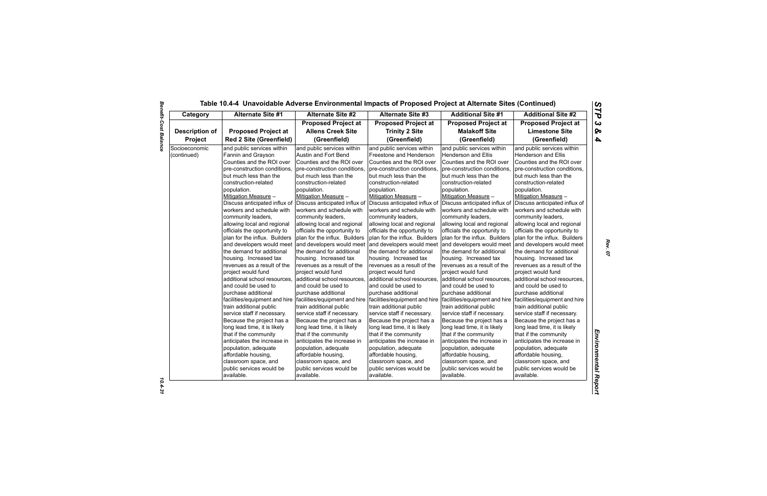## Table 10.4-4 Unavoidable Adverse Environmental Impacts of Proposed Project at Alternate Sites (Continued)

| Category | Alternate Site #1 | Alternate Site #2 | Alternate Site #3 | Additional Site #1 | Additional Site #2 |
|---|---|---|---|---|---|
| **Description of Project** | **Proposed Project at Red 2 Site (Greenfield)** | **Proposed Project at Allens Creek Site (Greenfield)** | **Proposed Project at Trinity 2 Site (Greenfield)** | **Proposed Project at Malakoff Site (Greenfield)** | **Proposed Project at Limestone Site (Greenfield)** |
| Socioeconomic (continued) | and public services within Fannin and Grayson Counties and the ROI over pre-construction conditions, but much less than the construction-related population.<br>Mitigation Measure – Discuss anticipated influx of workers and schedule with community leaders, allowing local and regional officials the opportunity to plan for the influx. Builders and developers would meet the demand for additional housing. Increased tax revenues as a result of the project would fund additional school resources, and could be used to purchase additional facilities/equipment and hire train additional public service staff if necessary. Because the project has a long lead time, it is likely that if the community anticipates the increase in population, adequate affordable housing, classroom space, and public services would be available. | and public services within Austin and Fort Bend Counties and the ROI over pre-construction conditions, but much less than the construction-related population.<br>Mitigation Measure – Discuss anticipated influx of workers and schedule with community leaders, allowing local and regional officials the opportunity to plan for the influx. Builders and developers would meet the demand for additional housing. Increased tax revenues as a result of the project would fund additional school resources, and could be used to purchase additional facilities/equipment and hire train additional public service staff if necessary. Because the project has a long lead time, it is likely that if the community anticipates the increase in population, adequate affordable housing, classroom space, and public services would be available. | and public services within Freestone and Henderson Counties and the ROI over pre-construction conditions, but much less than the construction-related population.<br>Mitigation Measure – Discuss anticipated influx of workers and schedule with community leaders, allowing local and regional officials the opportunity to plan for the influx. Builders and developers would meet the demand for additional housing. Increased tax revenues as a result of the project would fund additional school resources, and could be used to purchase additional facilities/equipment and hire train additional public service staff if necessary. Because the project has a long lead time, it is likely that if the community anticipates the increase in population, adequate affordable housing, classroom space, and public services would be available. | and public services within Henderson and Ellis Counties and the ROI over pre-construction conditions, but much less than the construction-related population.<br>Mitigation Measure – Discuss anticipated influx of workers and schedule with community leaders, allowing local and regional officials the opportunity to plan for the influx. Builders and developers would meet the demand for additional housing. Increased tax revenues as a result of the project would fund additional school resources, and could be used to purchase additional facilities/equipment and hire train additional public service staff if necessary. Because the project has a long lead time, it is likely that if the community anticipates the increase in population, adequate affordable housing, classroom space, and public services would be available. | and public services within Henderson and Ellis Counties and the ROI over pre-construction conditions, but much less than the construction-related population.<br>Mitigation Measure – Discuss anticipated influx of workers and schedule with community leaders, allowing local and regional officials the opportunity to plan for the influx. Builders and developers would meet the demand for additional housing. Increased tax revenues as a result of the project would fund additional school resources, and could be used to purchase additional facilities/equipment and hire train additional public service staff if necessary. Because the project has a long lead time, it is likely that if the community anticipates the increase in population, adequate affordable housing, classroom space, and public services would be available. |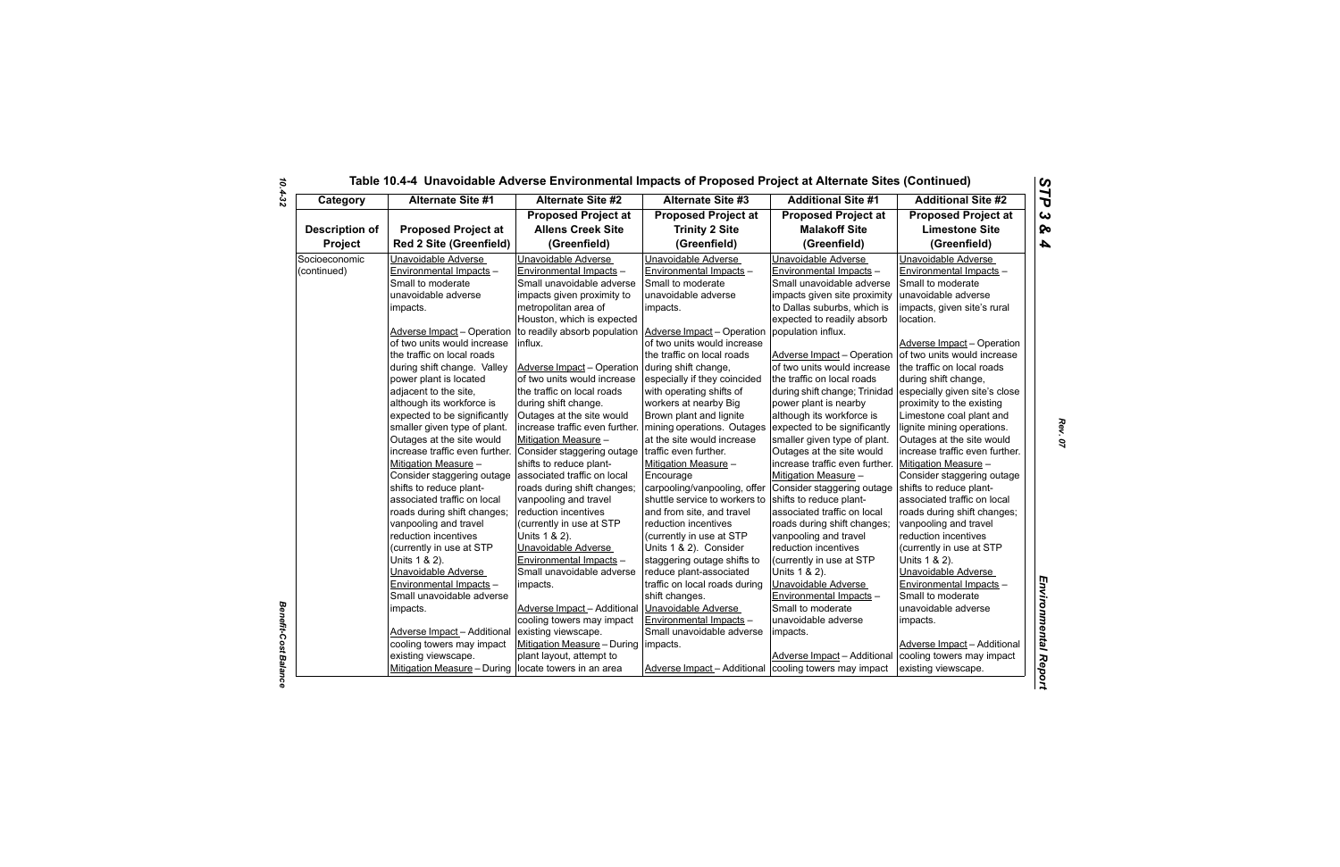# Table 10.4-4 Unavoidable Adverse Environmental Impacts of Proposed Project at Alternate Sites (Continued)

| Category | Alternate Site #1 | Alternate Site #2 | Alternate Site #3 | Additional Site #1 | Additional Site #2 |
|---|---|---|---|---|---|
| Description of Project | Proposed Project at Red 2 Site (Greenfield) | Proposed Project at Allens Creek Site (Greenfield) | Proposed Project at Trinity 2 Site (Greenfield) | Proposed Project at Malakoff Site (Greenfield) | Proposed Project at Limestone Site (Greenfield) |
| Socioeconomic (continued) | Unavoidable Adverse Environmental Impacts – Small to moderate unavoidable adverse impacts.<br><br>Adverse Impact – Operation of two units would increase the traffic on local roads during shift change. Valley power plant is located adjacent to the site, although its workforce is expected to be significantly smaller given type of plant. Outages at the site would increase traffic even further.<br>Mitigation Measure – Consider staggering outage shifts to reduce plant-associated traffic on local roads during shift changes; vanpooling and travel reduction incentives (currently in use at STP Units 1 & 2).<br>Unavoidable Adverse Environmental Impacts – Small unavoidable adverse impacts.<br><br>Adverse Impact – Additional cooling towers may impact existing viewscape.<br>Mitigation Measure – During | Unavoidable Adverse Environmental Impacts – Small unavoidable adverse impacts given proximity to metropolitan area of Houston, which is expected to readily absorb population influx.<br><br>Adverse Impact – Operation of two units would increase the traffic on local roads during shift change. Outages at the site would increase traffic even further.<br>Mitigation Measure – Consider staggering outage shifts to reduce plant-associated traffic on local roads during shift changes; vanpooling and travel reduction incentives (currently in use at STP Units 1 & 2).<br>Unavoidable Adverse Environmental Impacts – Small unavoidable adverse impacts.<br><br>Adverse Impact – Additional cooling towers may impact existing viewscape.<br>Mitigation Measure – During plant layout, attempt to locate towers in an area | Unavoidable Adverse Environmental Impacts – Small to moderate unavoidable adverse impacts.<br><br>Adverse Impact – Operation of two units would increase the traffic on local roads during shift change, especially if they coincided with operating shifts of workers at nearby Big Brown plant and lignite mining operations. Outages at the site would increase traffic even further.<br>Mitigation Measure – Encourage carpooling/vanpooling, offer shuttle service to workers to and from site, and travel reduction incentives (currently in use at STP Units 1 & 2). Consider staggering outage shifts to reduce plant-associated traffic on local roads during shift changes.<br>Unavoidable Adverse Environmental Impacts – Small unavoidable adverse impacts.<br><br>Adverse Impact – Additional | Unavoidable Adverse Environmental Impacts – Small unavoidable adverse impacts given site proximity to Dallas suburbs, which is expected to readily absorb population influx.<br><br>Adverse Impact – Operation of two units would increase the traffic on local roads during shift change; Trinidad power plant is nearby although its workforce is expected to be significantly smaller given type of plant. Outages at the site would increase traffic even further.<br>Mitigation Measure – Consider staggering outage shifts to reduce plant-associated traffic on local roads during shift changes; vanpooling and travel reduction incentives (currently in use at STP Units 1 & 2).<br>Unavoidable Adverse Environmental Impacts – Small to moderate unavoidable adverse impacts.<br><br>Adverse Impact – Additional cooling towers may impact | Unavoidable Adverse Environmental Impacts – Small to moderate unavoidable adverse impacts, given site's rural location.<br><br>Adverse Impact – Operation of two units would increase the traffic on local roads during shift change, especially given site's close proximity to the existing Limestone coal plant and lignite mining operations. Outages at the site would increase traffic even further.<br>Mitigation Measure – Consider staggering outage shifts to reduce plant-associated traffic on local roads during shift changes; vanpooling and travel reduction incentives (currently in use at STP Units 1 & 2).<br>Unavoidable Adverse Environmental Impacts – Small to moderate unavoidable adverse impacts.<br><br>Adverse Impact – Additional cooling towers may impact existing viewscape. |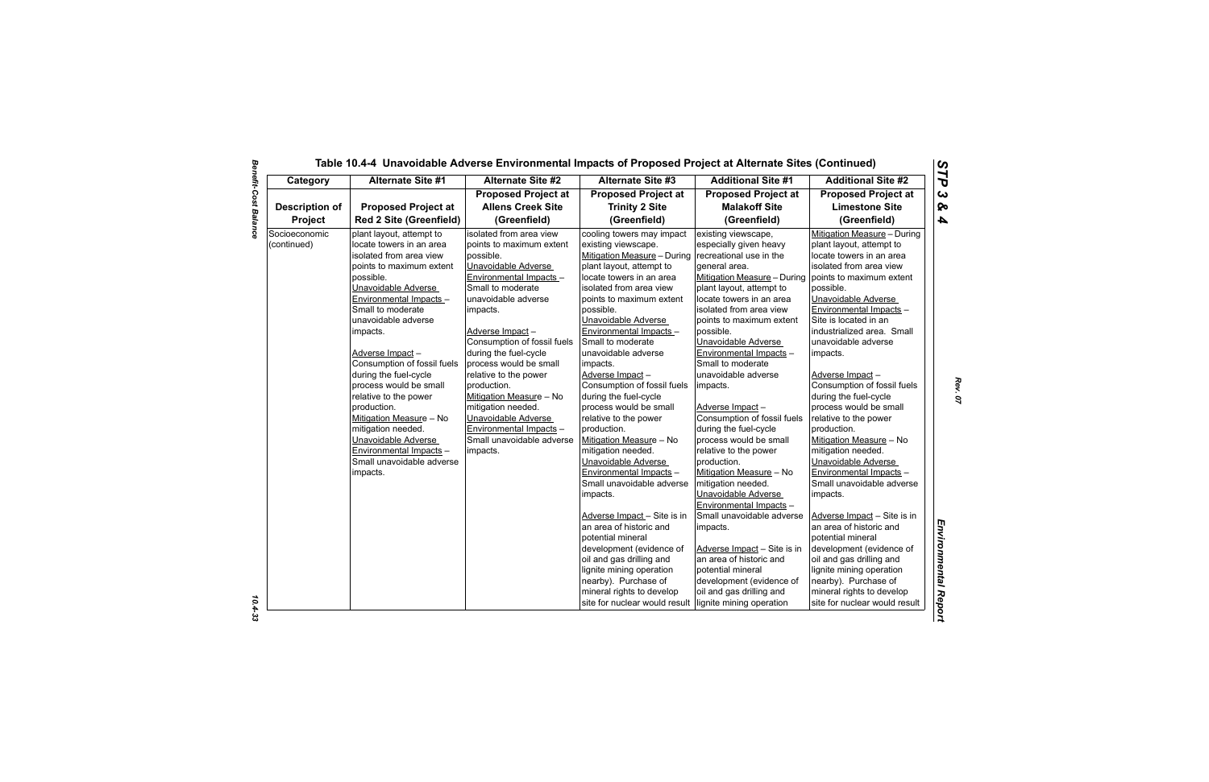## Table 10.4-4 Unavoidable Adverse Environmental Impacts of Proposed Project at Alternate Sites (Continued)

| Category | Alternate Site #1 | Alternate Site #2 | Alternate Site #3 | Additional Site #1 | Additional Site #2 |
|---|---|---|---|---|---|
| **Description of Project** | **Proposed Project at Red 2 Site (Greenfield)** | **Proposed Project at Allens Creek Site (Greenfield)** | **Proposed Project at Trinity 2 Site (Greenfield)** | **Proposed Project at Malakoff Site (Greenfield)** | **Proposed Project at Limestone Site (Greenfield)** |
| Socioeconomic (continued) | plant layout, attempt to locate towers in an area isolated from area view points to maximum extent possible.<br>Unavoidable Adverse Environmental Impacts – Small to moderate unavoidable adverse impacts.<br><br>Adverse Impact – Consumption of fossil fuels during the fuel-cycle process would be small relative to the power production.<br>Mitigation Measure – No mitigation needed.<br>Unavoidable Adverse Environmental Impacts – Small unavoidable adverse impacts. | isolated from area view points to maximum extent possible.<br>Unavoidable Adverse Environmental Impacts – Small to moderate unavoidable adverse impacts.<br><br>Adverse Impact – Consumption of fossil fuels during the fuel-cycle process would be small relative to the power production.<br>Mitigation Measure – No mitigation needed.<br>Unavoidable Adverse Environmental Impacts – Small unavoidable adverse impacts. | cooling towers may impact existing viewscape.<br>Mitigation Measure – During plant layout, attempt to locate towers in an area isolated from area view points to maximum extent possible.<br>Unavoidable Adverse Environmental Impacts – Small to moderate unavoidable adverse impacts.<br>Adverse Impact – Consumption of fossil fuels during the fuel-cycle process would be small relative to the power production.<br>Mitigation Measure – No mitigation needed.<br>Unavoidable Adverse Environmental Impacts – Small unavoidable adverse impacts.<br><br>Adverse Impact – Site is in an area of historic and potential mineral development (evidence of oil and gas drilling and lignite mining operation nearby). Purchase of mineral rights to develop site for nuclear would result | existing viewscape, especially given heavy recreational use in the general area.<br>Mitigation Measure – During plant layout, attempt to locate towers in an area isolated from area view points to maximum extent possible.<br>Unavoidable Adverse Environmental Impacts – Small to moderate unavoidable adverse impacts.<br><br>Adverse Impact – Consumption of fossil fuels during the fuel-cycle process would be small relative to the power production.<br>Mitigation Measure – No mitigation needed.<br>Unavoidable Adverse Environmental Impacts – Small unavoidable adverse impacts.<br><br>Adverse Impact – Site is in an area of historic and potential mineral development (evidence of oil and gas drilling and lignite mining operation | Mitigation Measure – During plant layout, attempt to locate towers in an area isolated from area view points to maximum extent possible.<br>Unavoidable Adverse Environmental Impacts – Site is located in an industrialized area. Small unavoidable adverse impacts.<br><br>Adverse Impact – Consumption of fossil fuels during the fuel-cycle process would be small relative to the power production.<br>Mitigation Measure – No mitigation needed.<br>Unavoidable Adverse Environmental Impacts – Small unavoidable adverse impacts.<br><br>Adverse Impact – Site is in an area of historic and potential mineral development (evidence of oil and gas drilling and lignite mining operation nearby). Purchase of mineral rights to develop site for nuclear would result |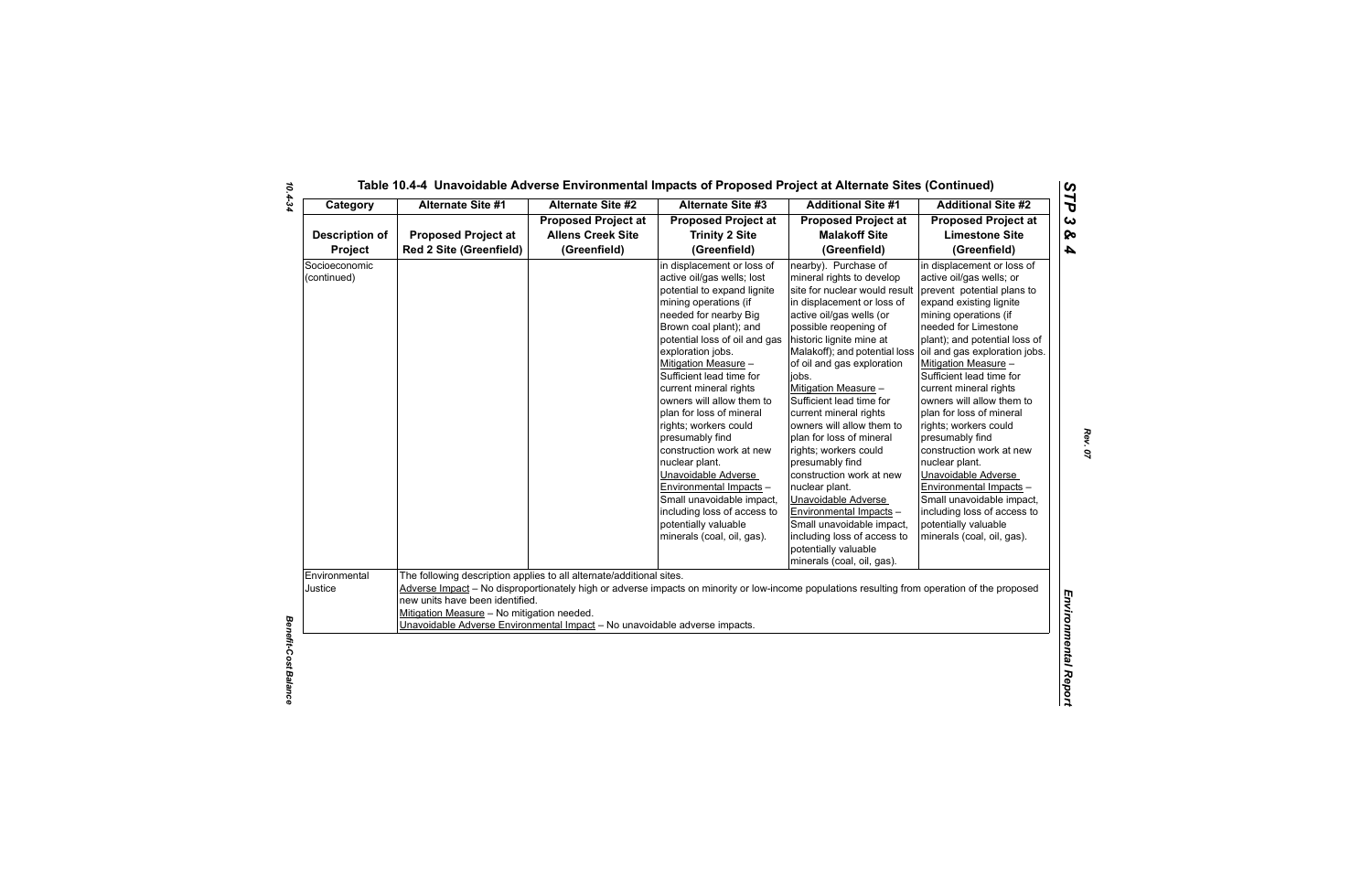## Table 10.4-4 Unavoidable Adverse Environmental Impacts of Proposed Project at Alternate Sites (Continued)

| Category | Alternate Site #1 | Alternate Site #2 | Alternate Site #3 | Additional Site #1 | Additional Site #2 |
|---|---|---|---|---|---|
| Description of Project | Proposed Project at Red 2 Site (Greenfield) | Proposed Project at Allens Creek Site (Greenfield) | Proposed Project at Trinity 2 Site (Greenfield) | Proposed Project at Malakoff Site (Greenfield) | Proposed Project at Limestone Site (Greenfield) |
| Socioeconomic (continued) | | | in displacement or loss of active oil/gas wells; lost potential to expand lignite mining operations (if needed for nearby Big Brown coal plant); and potential loss of oil and gas exploration jobs.<br>Mitigation Measure – Sufficient lead time for current mineral rights owners will allow them to plan for loss of mineral rights; workers could presumably find construction work at new nuclear plant.<br>Unavoidable Adverse Environmental Impacts – Small unavoidable impact, including loss of access to potentially valuable minerals (coal, oil, gas). | nearby). Purchase of mineral rights to develop site for nuclear would result in displacement or loss of active oil/gas wells (or possible reopening of historic lignite mine at Malakoff); and potential loss of oil and gas exploration jobs.<br>Mitigation Measure – Sufficient lead time for current mineral rights owners will allow them to plan for loss of mineral rights; workers could presumably find construction work at new nuclear plant.<br>Unavoidable Adverse Environmental Impacts – Small unavoidable impact, including loss of access to potentially valuable minerals (coal, oil, gas). | in displacement or loss of active oil/gas wells; or prevent potential plans to expand existing lignite mining operations (if needed for Limestone plant); and potential loss of oil and gas exploration jobs.<br>Mitigation Measure – Sufficient lead time for current mineral rights owners will allow them to plan for loss of mineral rights; workers could presumably find construction work at new nuclear plant.<br>Unavoidable Adverse Environmental Impacts – Small unavoidable impact, including loss of access to potentially valuable minerals (coal, oil, gas). |
| Environmental Justice | The following description applies to all alternate/additional sites.<br>Adverse Impact – No disproportionately high or adverse impacts on minority or low-income populations resulting from operation of the proposed new units have been identified.<br>Mitigation Measure – No mitigation needed.<br>Unavoidable Adverse Environmental Impact – No unavoidable adverse impacts. | | | | |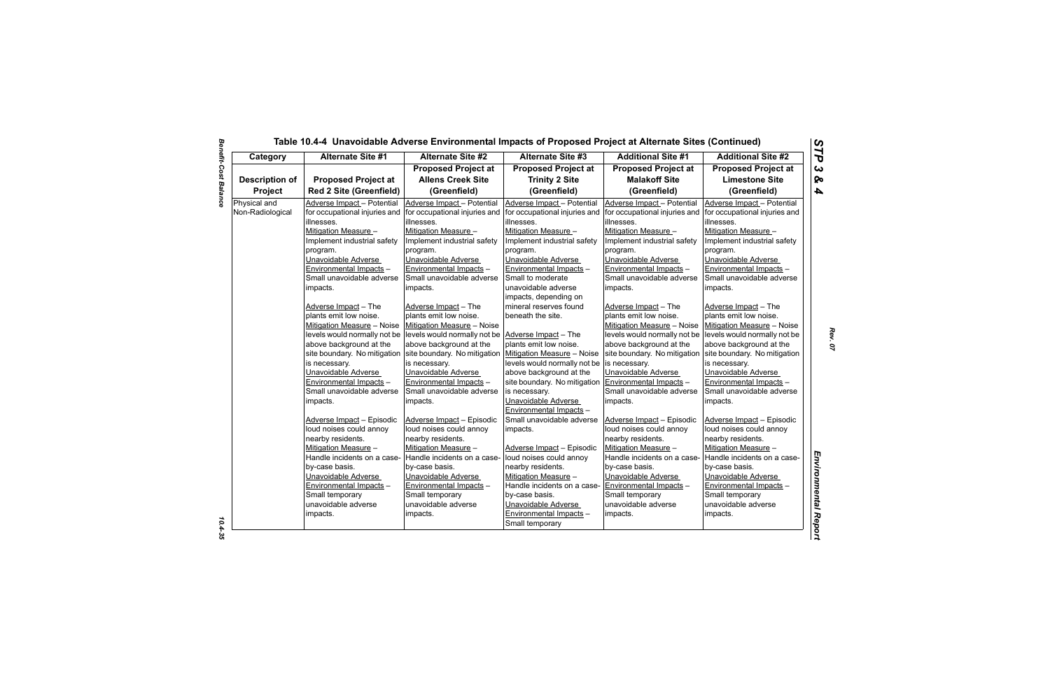## Table 10.4-4 Unavoidable Adverse Environmental Impacts of Proposed Project at Alternate Sites (Continued)

| Category | Alternate Site #1 | Alternate Site #2 | Alternate Site #3 | Additional Site #1 | Additional Site #2 |
|---|---|---|---|---|---|
| **Description of Project** | **Proposed Project at Red 2 Site (Greenfield)** | **Proposed Project at Allens Creek Site (Greenfield)** | **Proposed Project at Trinity 2 Site (Greenfield)** | **Proposed Project at Malakoff Site (Greenfield)** | **Proposed Project at Limestone Site (Greenfield)** |
| Physical and Non-Radiological | Adverse Impact – Potential for occupational injuries and illnesses. Mitigation Measure – Implement industrial safety program. Unavoidable Adverse Environmental Impacts – Small unavoidable adverse impacts. Adverse Impact – The plants emit low noise. Mitigation Measure – Noise levels would normally not be above background at the site boundary. No mitigation is necessary. Unavoidable Adverse Environmental Impacts – Small unavoidable adverse impacts. Adverse Impact – Episodic loud noises could annoy nearby residents. Mitigation Measure – Handle incidents on a case-by-case basis. Unavoidable Adverse Environmental Impacts – Small temporary unavoidable adverse impacts. | Adverse Impact – Potential for occupational injuries and illnesses. Mitigation Measure – Implement industrial safety program. Unavoidable Adverse Environmental Impacts – Small unavoidable adverse impacts. Adverse Impact – The plants emit low noise. Mitigation Measure – Noise levels would normally not be above background at the site boundary. No mitigation is necessary. Unavoidable Adverse Environmental Impacts – Small unavoidable adverse impacts. Adverse Impact – Episodic loud noises could annoy nearby residents. Mitigation Measure – Handle incidents on a case-by-case basis. Unavoidable Adverse Environmental Impacts – Small temporary unavoidable adverse impacts. | Adverse Impact – Potential for occupational injuries and illnesses. Mitigation Measure – Implement industrial safety program. Unavoidable Adverse Environmental Impacts – Small to moderate unavoidable adverse impacts, depending on mineral reserves found beneath the site. Adverse Impact – The plants emit low noise. Mitigation Measure – Noise levels would normally not be above background at the site boundary. No mitigation is necessary. Unavoidable Adverse Environmental Impacts – Small unavoidable adverse impacts. Adverse Impact – Episodic loud noises could annoy nearby residents. Mitigation Measure – Handle incidents on a case-by-case basis. Unavoidable Adverse Environmental Impacts – Small temporary | Adverse Impact – Potential for occupational injuries and illnesses. Mitigation Measure – Implement industrial safety program. Unavoidable Adverse Environmental Impacts – Small unavoidable adverse impacts. Adverse Impact – The plants emit low noise. Mitigation Measure – Noise levels would normally not be above background at the site boundary. No mitigation is necessary. Unavoidable Adverse Environmental Impacts – Small unavoidable adverse impacts. Adverse Impact – Episodic loud noises could annoy nearby residents. Mitigation Measure – Handle incidents on a case-by-case basis. Unavoidable Adverse Environmental Impacts – Small temporary unavoidable adverse impacts. | Adverse Impact – Potential for occupational injuries and illnesses. Mitigation Measure – Implement industrial safety program. Unavoidable Adverse Environmental Impacts – Small unavoidable adverse impacts. Adverse Impact – The plants emit low noise. Mitigation Measure – Noise levels would normally not be above background at the site boundary. No mitigation is necessary. Unavoidable Adverse Environmental Impacts – Small unavoidable adverse impacts. Adverse Impact – Episodic loud noises could annoy nearby residents. Mitigation Measure – Handle incidents on a case-by-case basis. Unavoidable Adverse Environmental Impacts – Small temporary unavoidable adverse impacts. |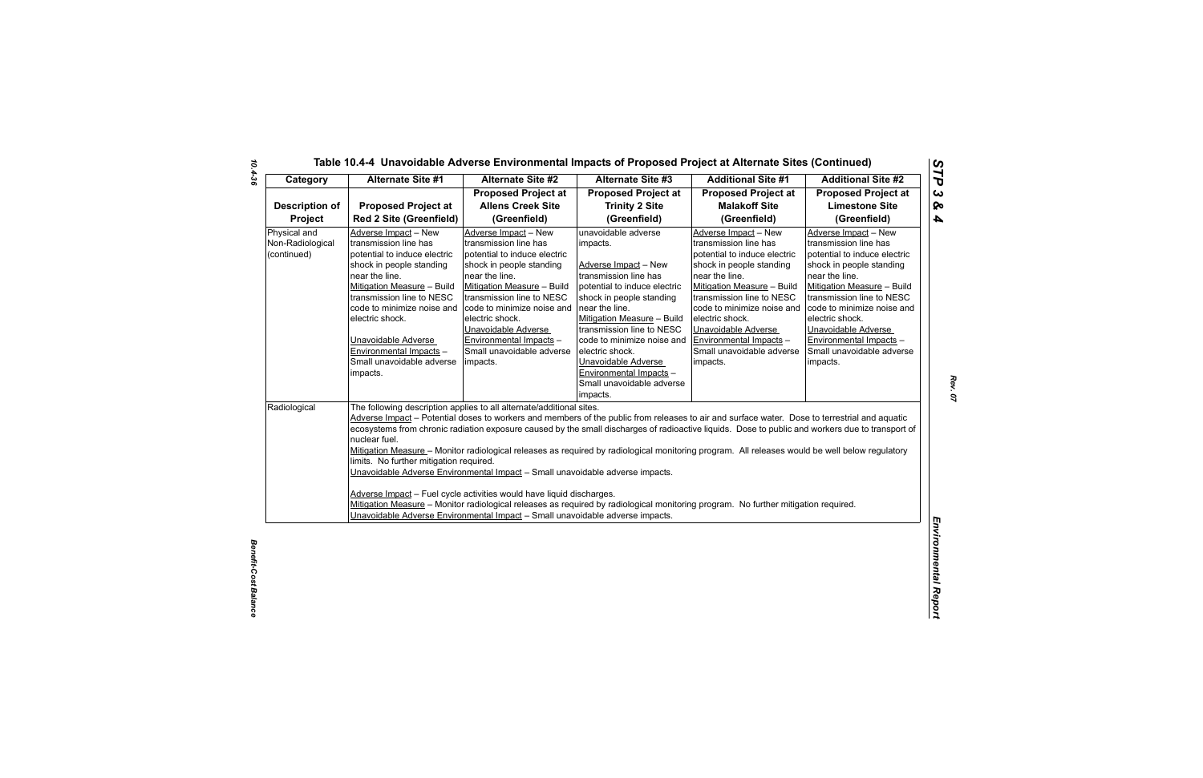## Table 10.4-4 Unavoidable Adverse Environmental Impacts of Proposed Project at Alternate Sites (Continued)

| Category | Alternate Site #1 | Alternate Site #2 | Alternate Site #3 | Additional Site #1 | Additional Site #2 |
|---|---|---|---|---|---|
| **Description of Project** | **Proposed Project at Red 2 Site (Greenfield)** | **Proposed Project at Allens Creek Site (Greenfield)** | **Proposed Project at Trinity 2 Site (Greenfield)** | **Proposed Project at Malakoff Site (Greenfield)** | **Proposed Project at Limestone Site (Greenfield)** |
| Physical and Non-Radiological (continued) | Adverse Impact – New transmission line has potential to induce electric shock in people standing near the line.<br>Mitigation Measure – Build transmission line to NESC code to minimize noise and electric shock.<br>Unavoidable Adverse Environmental Impacts – Small unavoidable adverse impacts. | Adverse Impact – New transmission line has potential to induce electric shock in people standing near the line.<br>Mitigation Measure – Build transmission line to NESC code to minimize noise and electric shock.<br>Unavoidable Adverse Environmental Impacts – Small unavoidable adverse impacts. | unavoidable adverse impacts.<br>Adverse Impact – New transmission line has potential to induce electric shock in people standing near the line.<br>Mitigation Measure – Build transmission line to NESC code to minimize noise and electric shock.<br>Unavoidable Adverse Environmental Impacts – Small unavoidable adverse impacts. | Adverse Impact – New transmission line has potential to induce electric shock in people standing near the line.<br>Mitigation Measure – Build transmission line to NESC code to minimize noise and electric shock.<br>Unavoidable Adverse Environmental Impacts – Small unavoidable adverse impacts. | Adverse Impact – New transmission line has potential to induce electric shock in people standing near the line.<br>Mitigation Measure – Build transmission line to NESC code to minimize noise and electric shock.<br>Unavoidable Adverse Environmental Impacts – Small unavoidable adverse impacts. |
| Radiological | The following description applies to all alternate/additional sites.<br>Adverse Impact – Potential doses to workers and members of the public from releases to air and surface water. Dose to terrestrial and aquatic ecosystems from chronic radiation exposure caused by the small discharges of radioactive liquids. Dose to public and workers due to transport of nuclear fuel.<br>Mitigation Measure – Monitor radiological releases as required by radiological monitoring program. All releases would be well below regulatory limits. No further mitigation required.<br>Unavoidable Adverse Environmental Impact – Small unavoidable adverse impacts.<br>Adverse Impact – Fuel cycle activities would have liquid discharges.<br>Mitigation Measure – Monitor radiological releases as required by radiological monitoring program. No further mitigation required.<br>Unavoidable Adverse Environmental Impact – Small unavoidable adverse impacts. | | | | |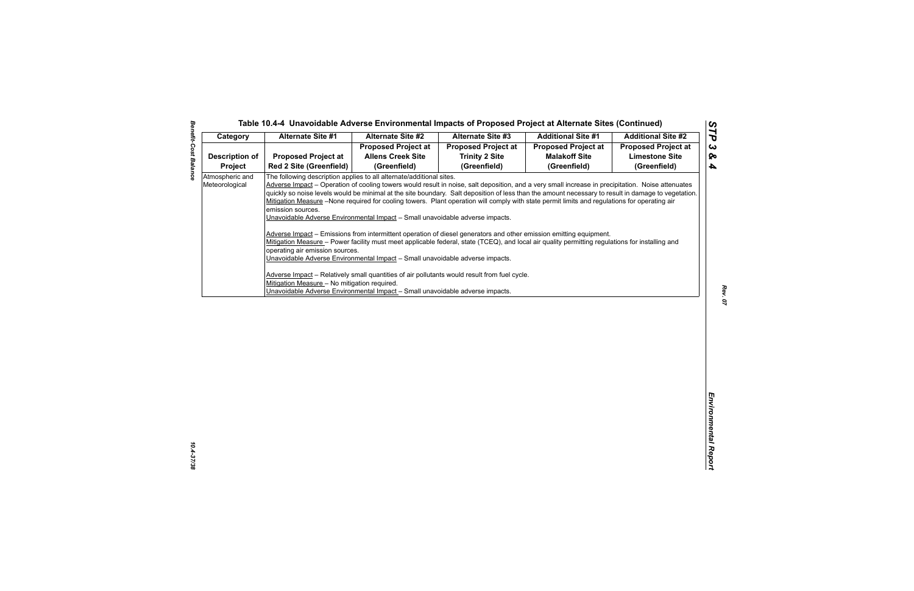## Table 10.4-4 Unavoidable Adverse Environmental Impacts of Proposed Project at Alternate Sites (Continued)

| Category | Alternate Site #1 | Alternate Site #2 | Alternate Site #3 | Additional Site #1 | Additional Site #2 |
|---|---|---|---|---|---|
| **Description of Project** | **Proposed Project at Red 2 Site (Greenfield)** | **Proposed Project at Allens Creek Site (Greenfield)** | **Proposed Project at Trinity 2 Site (Greenfield)** | **Proposed Project at Malakoff Site (Greenfield)** | **Proposed Project at Limestone Site (Greenfield)** |
| Atmospheric and Meteorological | The following description applies to all alternate/additional sites.<br>Adverse Impact – Operation of cooling towers would result in noise, salt deposition, and a very small increase in precipitation. Noise attenuates quickly so noise levels would be minimal at the site boundary. Salt deposition of less than the amount necessary to result in damage to vegetation.<br>Mitigation Measure –None required for cooling towers. Plant operation will comply with state permit limits and regulations for operating air emission sources.<br>Unavoidable Adverse Environmental Impact – Small unavoidable adverse impacts.<br><br>Adverse Impact – Emissions from intermittent operation of diesel generators and other emission emitting equipment.<br>Mitigation Measure – Power facility must meet applicable federal, state (TCEQ), and local air quality permitting regulations for installing and operating air emission sources.<br>Unavoidable Adverse Environmental Impact – Small unavoidable adverse impacts.<br><br>Adverse Impact – Relatively small quantities of air pollutants would result from fuel cycle.<br>Mitigation Measure – No mitigation required.<br>Unavoidable Adverse Environmental Impact – Small unavoidable adverse impacts. | | | | |